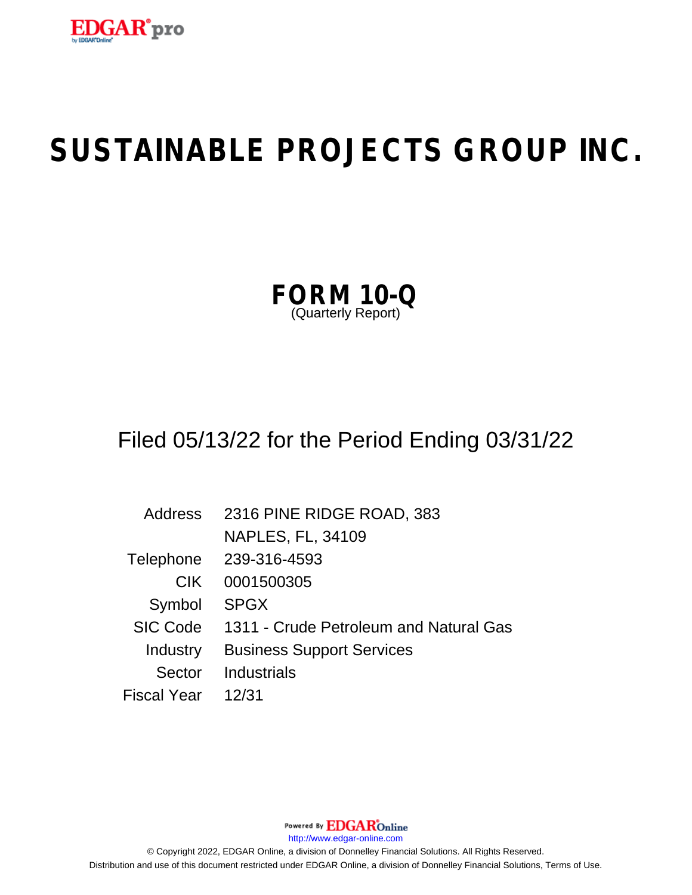# SUSTAINABLE PROJECTS GROUP INC.

## FORM 10-Q
(Quarterly Report)

Filed 05/13/22 for the Period Ending 03/31/22

| | |
|---|---|
| Address | 2316 PINE RIDGE ROAD, 383 |
| | NAPLES, FL, 34109 |
| Telephone | 239-316-4593 |
| CIK | 0001500305 |
| Symbol | SPGX |
| SIC Code | 1311 - Crude Petroleum and Natural Gas |
| Industry | Business Support Services |
| Sector | Industrials |
| Fiscal Year | 12/31 |

Powered By EDGAR Online

http://www.edgar-online.com

© Copyright 2022, EDGAR Online, a division of Donnelley Financial Solutions. All Rights Reserved.
Distribution and use of this document restricted under EDGAR Online, a division of Donnelley Financial Solutions, Terms of Use.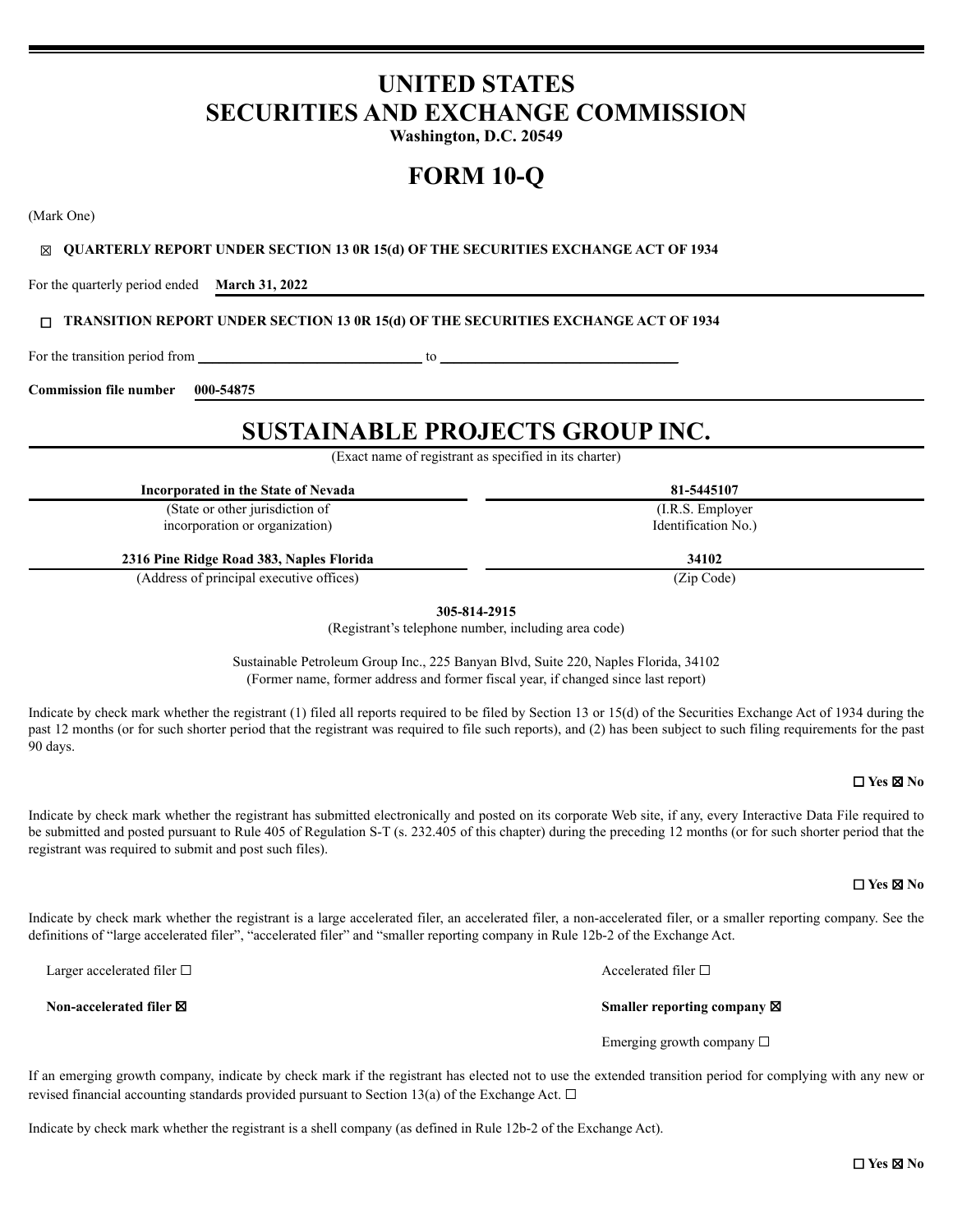# UNITED STATES
# SECURITIES AND EXCHANGE COMMISSION

**Washington, D.C. 20549**

# FORM 10-Q

(Mark One)

☒ **QUARTERLY REPORT UNDER SECTION 13 0R 15(d) OF THE SECURITIES EXCHANGE ACT OF 1934**

For the quarterly period ended **March 31, 2022**

☐ **TRANSITION REPORT UNDER SECTION 13 0R 15(d) OF THE SECURITIES EXCHANGE ACT OF 1934**

For the transition period from \_\_\_\_\_\_\_\_\_\_\_\_\_\_\_\_\_\_ to \_\_\_\_\_\_\_\_\_\_\_\_\_\_\_\_\_\_

**Commission file number 000-54875**

# SUSTAINABLE PROJECTS GROUP INC.

(Exact name of registrant as specified in its charter)

| **Incorporated in the State of Nevada** | **81-5445107** |
|---|---|
| (State or other jurisdiction of incorporation or organization) | (I.R.S. Employer Identification No.) |
| **2316 Pine Ridge Road 383, Naples Florida** | **34102** |
| (Address of principal executive offices) | (Zip Code) |

**305-814-2915**

(Registrant's telephone number, including area code)

Sustainable Petroleum Group Inc., 225 Banyan Blvd, Suite 220, Naples Florida, 34102
(Former name, former address and former fiscal year, if changed since last report)

Indicate by check mark whether the registrant (1) filed all reports required to be filed by Section 13 or 15(d) of the Securities Exchange Act of 1934 during the past 12 months (or for such shorter period that the registrant was required to file such reports), and (2) has been subject to such filing requirements for the past 90 days.

**☐ Yes ☒ No**

Indicate by check mark whether the registrant has submitted electronically and posted on its corporate Web site, if any, every Interactive Data File required to be submitted and posted pursuant to Rule 405 of Regulation S-T (s. 232.405 of this chapter) during the preceding 12 months (or for such shorter period that the registrant was required to submit and post such files).

**☐ Yes ☒ No**

Indicate by check mark whether the registrant is a large accelerated filer, an accelerated filer, a non-accelerated filer, or a smaller reporting company. See the definitions of "large accelerated filer", "accelerated filer" and "smaller reporting company in Rule 12b-2 of the Exchange Act.

| | |
|---|---|
| Larger accelerated filer ☐ | Accelerated filer ☐ |
| **Non-accelerated filer ☒** | **Smaller reporting company ☒** |
| | Emerging growth company ☐ |

If an emerging growth company, indicate by check mark if the registrant has elected not to use the extended transition period for complying with any new or revised financial accounting standards provided pursuant to Section 13(a) of the Exchange Act. ☐

Indicate by check mark whether the registrant is a shell company (as defined in Rule 12b-2 of the Exchange Act).

**☐ Yes ☒ No**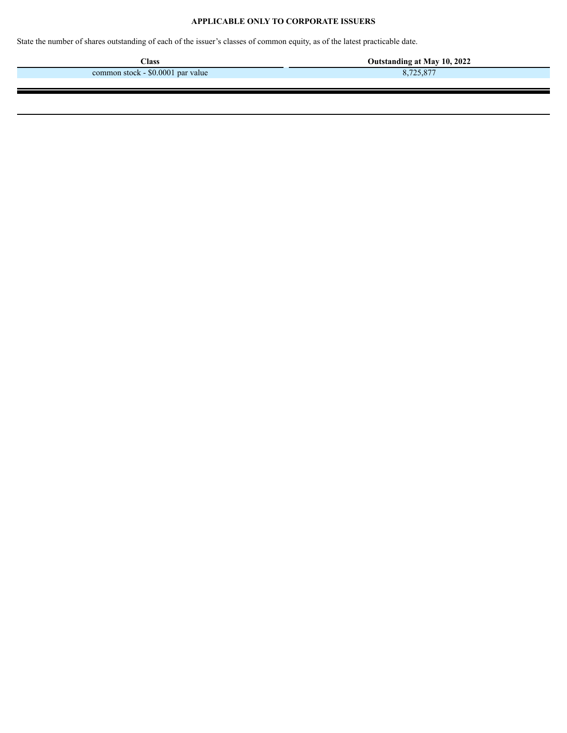**APPLICABLE ONLY TO CORPORATE ISSUERS**

State the number of shares outstanding of each of the issuer's classes of common equity, as of the latest practicable date.

| Class | Outstanding at May 10, 2022 |
| --- | --- |
| common stock - $0.0001 par value | 8,725,877 |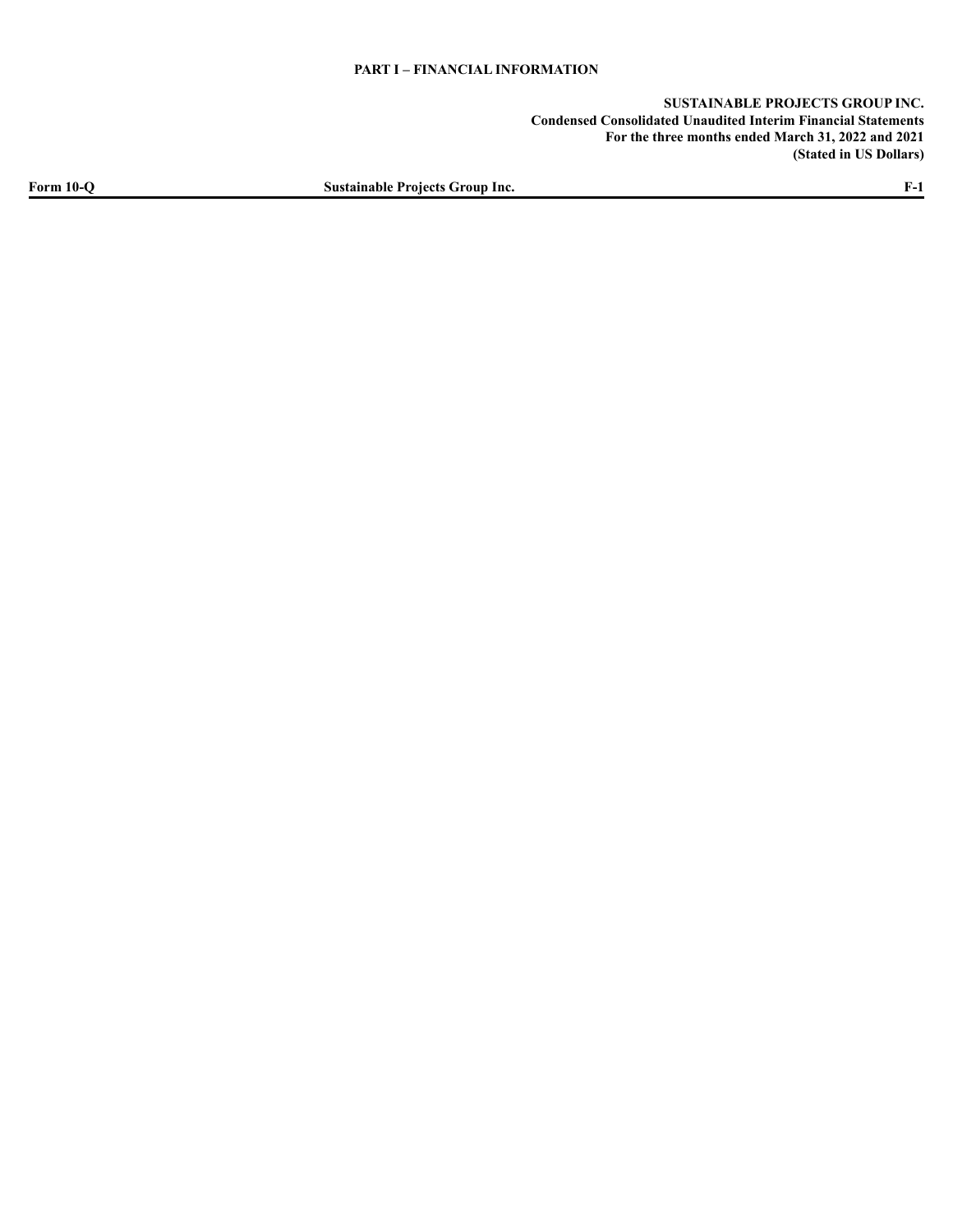# PART I – FINANCIAL INFORMATION

**SUSTAINABLE PROJECTS GROUP INC.**
**Condensed Consolidated Unaudited Interim Financial Statements**
**For the three months ended March 31, 2022 and 2021**
**(Stated in US Dollars)**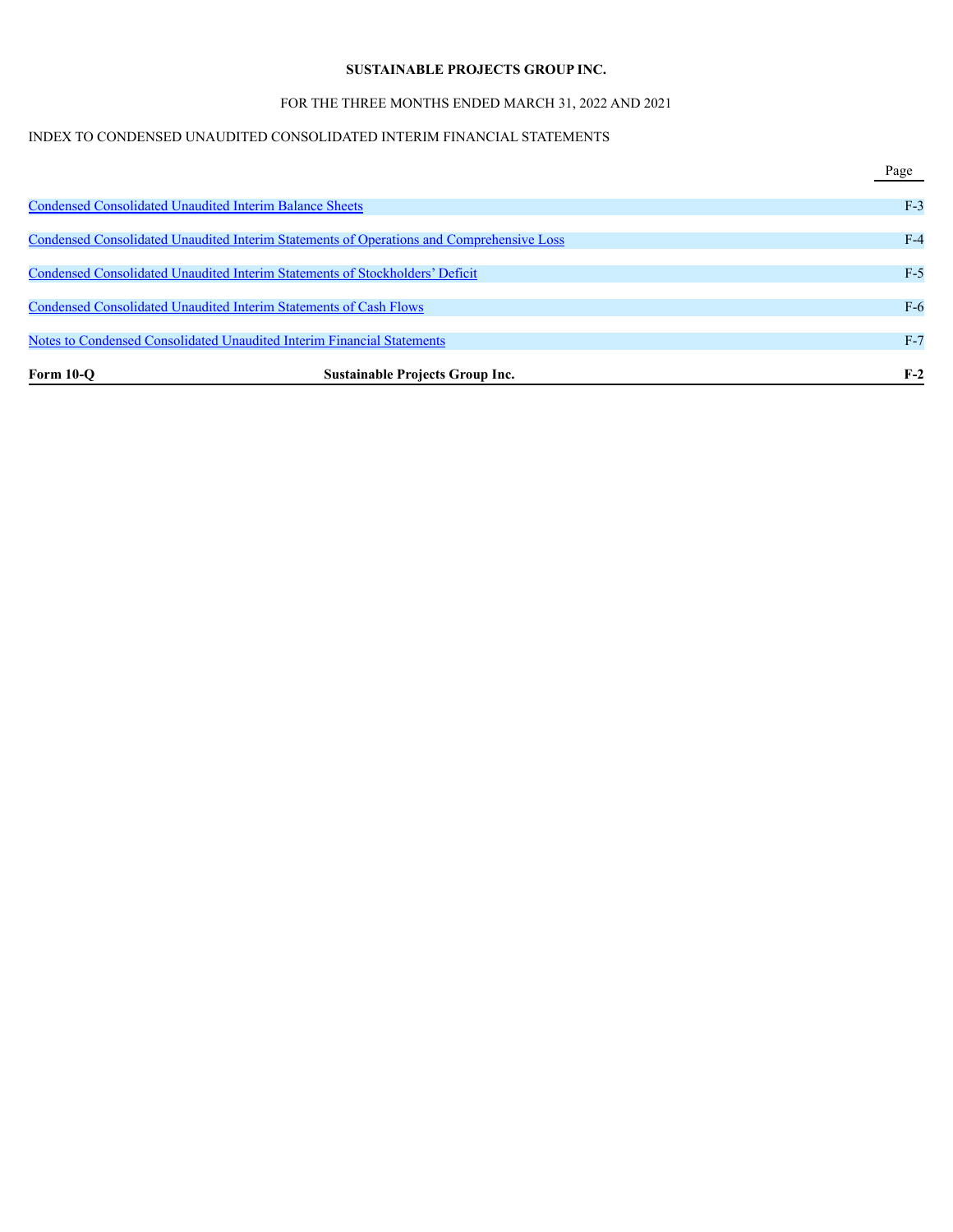**SUSTAINABLE PROJECTS GROUP INC.**

FOR THE THREE MONTHS ENDED MARCH 31, 2022 AND 2021

INDEX TO CONDENSED UNAUDITED CONSOLIDATED INTERIM FINANCIAL STATEMENTS

| | Page |
|---|---|
| Condensed Consolidated Unaudited Interim Balance Sheets | F-3 |
| Condensed Consolidated Unaudited Interim Statements of Operations and Comprehensive Loss | F-4 |
| Condensed Consolidated Unaudited Interim Statements of Stockholders' Deficit | F-5 |
| Condensed Consolidated Unaudited Interim Statements of Cash Flows | F-6 |
| Notes to Condensed Consolidated Unaudited Interim Financial Statements | F-7 |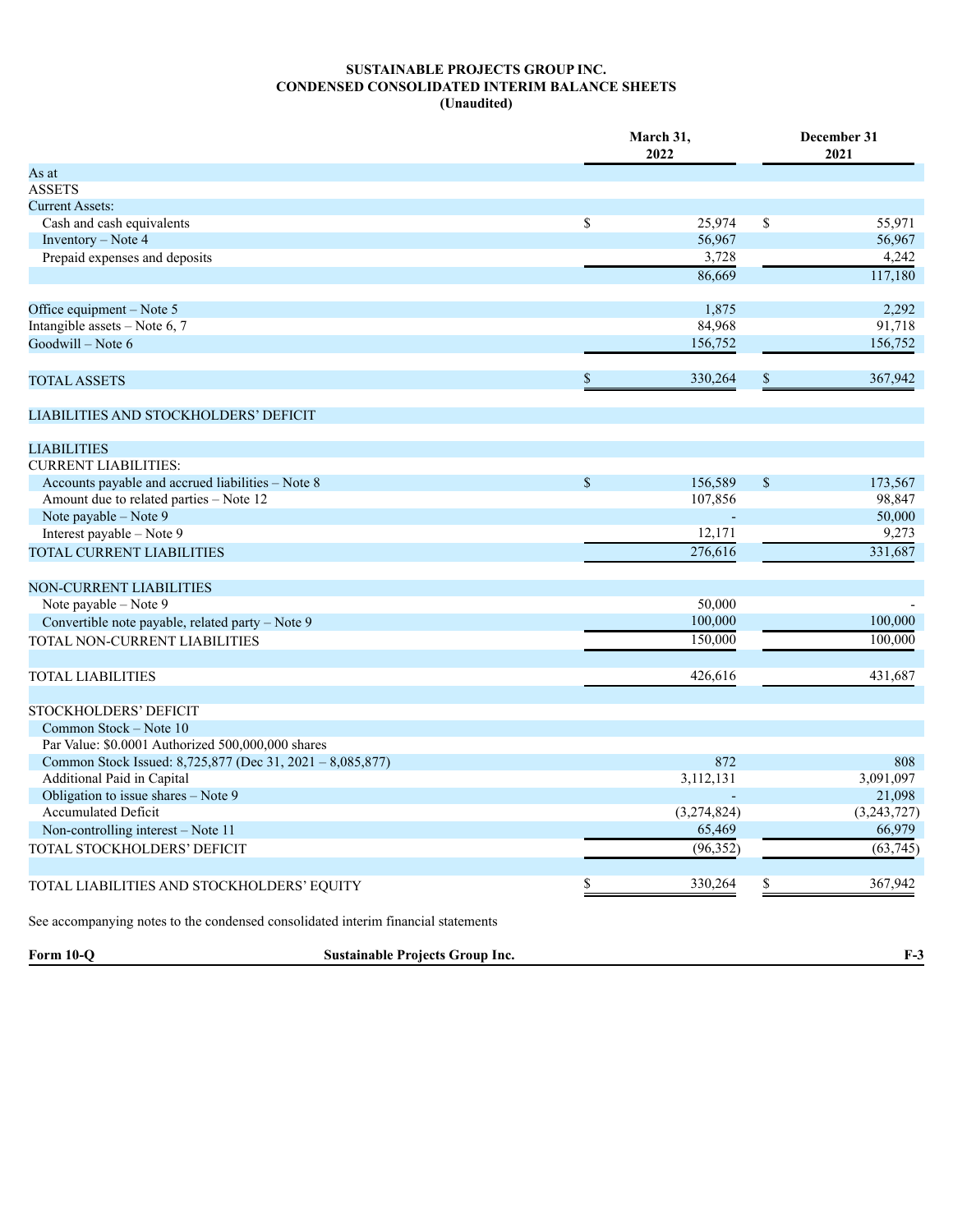**SUSTAINABLE PROJECTS GROUP INC.**
**CONDENSED CONSOLIDATED INTERIM BALANCE SHEETS**
**(Unaudited)**

| | March 31, 2022 | December 31 2021 |
|---|---|---|
| As at | | |
| ASSETS | | |
| Current Assets: | | |
| Cash and cash equivalents | $ 25,974 | $ 55,971 |
| Inventory – Note 4 | 56,967 | 56,967 |
| Prepaid expenses and deposits | 3,728 | 4,242 |
| | 86,669 | 117,180 |
| | | |
| Office equipment – Note 5 | 1,875 | 2,292 |
| Intangible assets – Note 6, 7 | 84,968 | 91,718 |
| Goodwill – Note 6 | 156,752 | 156,752 |
| | | |
| TOTAL ASSETS | $ 330,264 | $ 367,942 |
| | | |
| LIABILITIES AND STOCKHOLDERS' DEFICIT | | |
| | | |
| LIABILITIES | | |
| CURRENT LIABILITIES: | | |
| Accounts payable and accrued liabilities – Note 8 | $ 156,589 | $ 173,567 |
| Amount due to related parties – Note 12 | 107,856 | 98,847 |
| Note payable – Note 9 | - | 50,000 |
| Interest payable – Note 9 | 12,171 | 9,273 |
| TOTAL CURRENT LIABILITIES | 276,616 | 331,687 |
| | | |
| NON-CURRENT LIABILITIES | | |
| Note payable – Note 9 | 50,000 | - |
| Convertible note payable, related party – Note 9 | 100,000 | 100,000 |
| TOTAL NON-CURRENT LIABILITIES | 150,000 | 100,000 |
| | | |
| TOTAL LIABILITIES | 426,616 | 431,687 |
| | | |
| STOCKHOLDERS' DEFICIT | | |
| Common Stock – Note 10 | | |
| Par Value: $0.0001 Authorized 500,000,000 shares | | |
| Common Stock Issued: 8,725,877 (Dec 31, 2021 – 8,085,877) | 872 | 808 |
| Additional Paid in Capital | 3,112,131 | 3,091,097 |
| Obligation to issue shares – Note 9 | - | 21,098 |
| Accumulated Deficit | (3,274,824) | (3,243,727) |
| Non-controlling interest – Note 11 | 65,469 | 66,979 |
| TOTAL STOCKHOLDERS' DEFICIT | (96,352) | (63,745) |
| | | |
| TOTAL LIABILITIES AND STOCKHOLDERS' EQUITY | $ 330,264 | $ 367,942 |

See accompanying notes to the condensed consolidated interim financial statements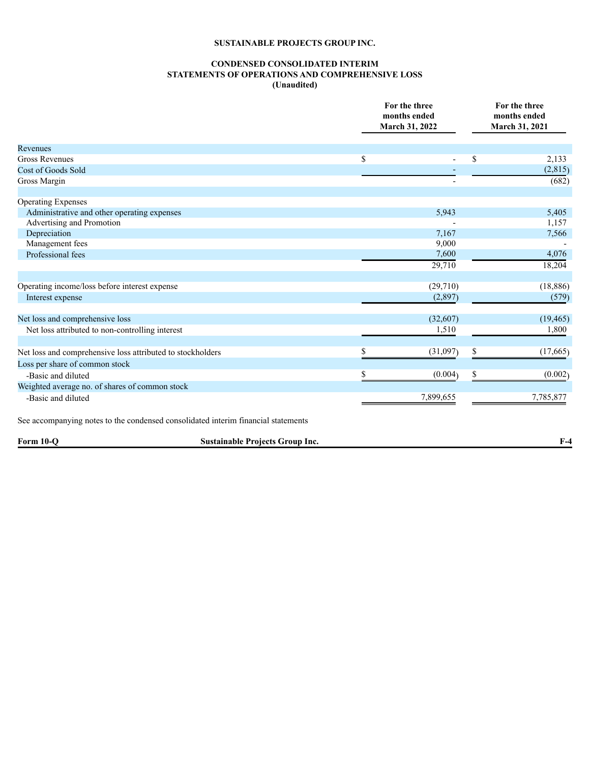**SUSTAINABLE PROJECTS GROUP INC.**

**CONDENSED CONSOLIDATED INTERIM**
**STATEMENTS OF OPERATIONS AND COMPREHENSIVE LOSS**
**(Unaudited)**

| | For the three months ended March 31, 2022 | For the three months ended March 31, 2021 |
|---|---|---|
| Revenues | | |
| Gross Revenues | $ - | $ 2,133 |
| Cost of Goods Sold | - | (2,815) |
| Gross Margin | - | (682) |
| | | |
| Operating Expenses | | |
| Administrative and other operating expenses | 5,943 | 5,405 |
| Advertising and Promotion | - | 1,157 |
| Depreciation | 7,167 | 7,566 |
| Management fees | 9,000 | - |
| Professional fees | 7,600 | 4,076 |
| | 29,710 | 18,204 |
| | | |
| Operating income/loss before interest expense | (29,710) | (18,886) |
| Interest expense | (2,897) | (579) |
| | | |
| Net loss and comprehensive loss | (32,607) | (19,465) |
| Net loss attributed to non-controlling interest | 1,510 | 1,800 |
| | | |
| Net loss and comprehensive loss attributed to stockholders | $ (31,097) | $ (17,665) |
| Loss per share of common stock | | |
| -Basic and diluted | $ (0.004) | $ (0.002) |
| Weighted average no. of shares of common stock | | |
| -Basic and diluted | 7,899,655 | 7,785,877 |

See accompanying notes to the condensed consolidated interim financial statements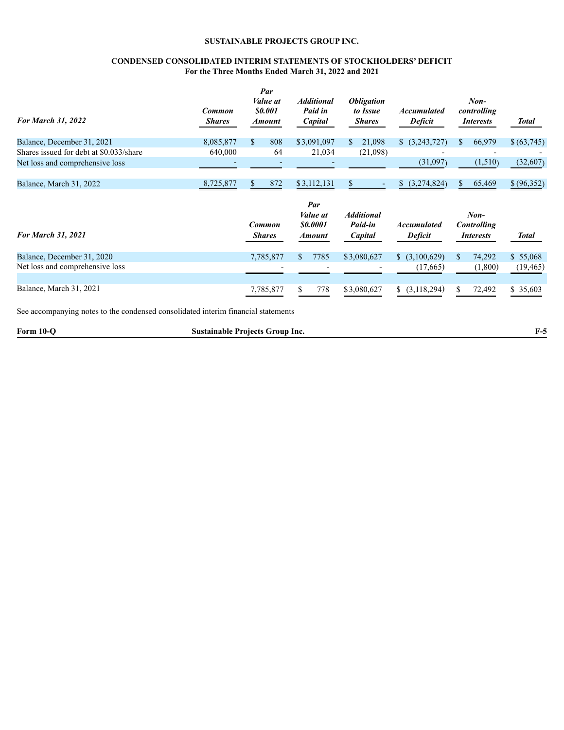**SUSTAINABLE PROJECTS GROUP INC.**

**CONDENSED CONSOLIDATED INTERIM STATEMENTS OF STOCKHOLDERS' DEFICIT**
**For the Three Months Ended March 31, 2022 and 2021**

| *For March 31, 2022* | *Common Shares* | *Par Value at $0.001 Amount* | *Additional Paid in Capital* | *Obligation to Issue Shares* | *Accumulated Deficit* | *Non-controlling Interests* | *Total* |
|---|---|---|---|---|---|---|---|
| Balance, December 31, 2021 | 8,085,877 | $ 808 | $3,091,097 | $ 21,098 | $ (3,243,727) | $ 66,979 | $ (63,745) |
| Shares issued for debt at $0.033/share | 640,000 | 64 | 21,034 | (21,098) | - | - | - |
| Net loss and comprehensive loss | - | - | - | | (31,097) | (1,510) | (32,607) |
| Balance, March 31, 2022 | 8,725,877 | $ 872 | $3,112,131 | $ - | $ (3,274,824) | $ 65,469 | $ (96,352) |

| *For March 31, 2021* | *Common Shares* | *Par Value at $0.0001 Amount* | *Additional Paid-in Capital* | *Accumulated Deficit* | *Non-Controlling Interests* | *Total* |
|---|---|---|---|---|---|---|
| Balance, December 31, 2020 | 7,785,877 | $ 7785 | $3,080,627 | $ (3,100,629) | $ 74,292 | $ 55,068 |
| Net loss and comprehensive loss | - | - | - | (17,665) | (1,800) | (19,465) |
| Balance, March 31, 2021 | 7,785,877 | $ 778 | $3,080,627 | $ (3,118,294) | $ 72,492 | $ 35,603 |

See accompanying notes to the condensed consolidated interim financial statements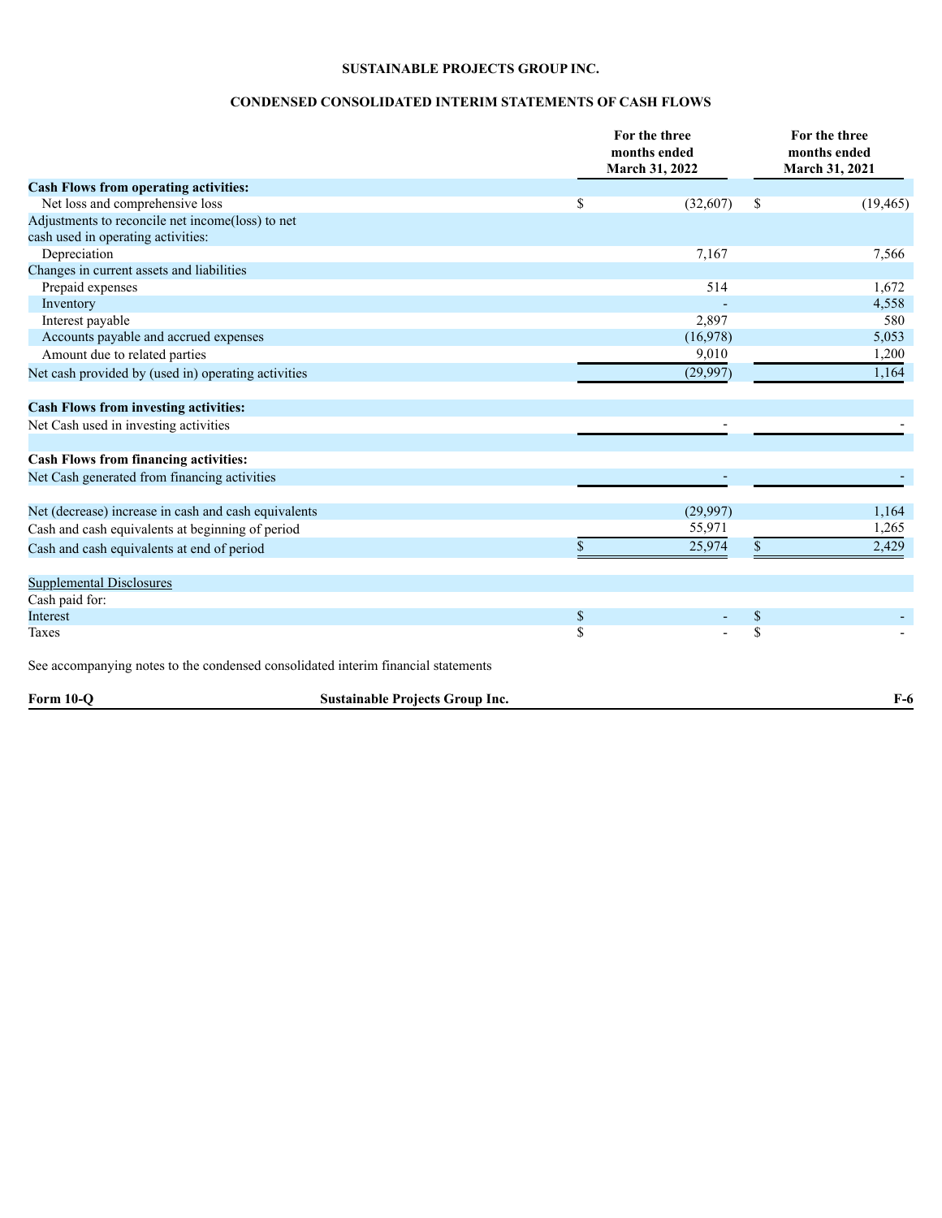**SUSTAINABLE PROJECTS GROUP INC.**

**CONDENSED CONSOLIDATED INTERIM STATEMENTS OF CASH FLOWS**

| | For the three months ended March 31, 2022 | For the three months ended March 31, 2021 |
|---|---|---|
| **Cash Flows from operating activities:** | | |
| Net loss and comprehensive loss | $ (32,607) | $ (19,465) |
| Adjustments to reconcile net income(loss) to net cash used in operating activities: | | |
| Depreciation | 7,167 | 7,566 |
| Changes in current assets and liabilities | | |
| Prepaid expenses | 514 | 1,672 |
| Inventory | - | 4,558 |
| Interest payable | 2,897 | 580 |
| Accounts payable and accrued expenses | (16,978) | 5,053 |
| Amount due to related parties | 9,010 | 1,200 |
| Net cash provided by (used in) operating activities | (29,997) | 1,164 |
| | | |
| **Cash Flows from investing activities:** | | |
| Net Cash used in investing activities | - | - |
| | | |
| **Cash Flows from financing activities:** | | |
| Net Cash generated from financing activities | - | - |
| | | |
| Net (decrease) increase in cash and cash equivalents | (29,997) | 1,164 |
| Cash and cash equivalents at beginning of period | 55,971 | 1,265 |
| Cash and cash equivalents at end of period | $ 25,974 | $ 2,429 |
| | | |
| Supplemental Disclosures | | |
| Cash paid for: | | |
| Interest | $ - | $ - |
| Taxes | $ - | $ - |

See accompanying notes to the condensed consolidated interim financial statements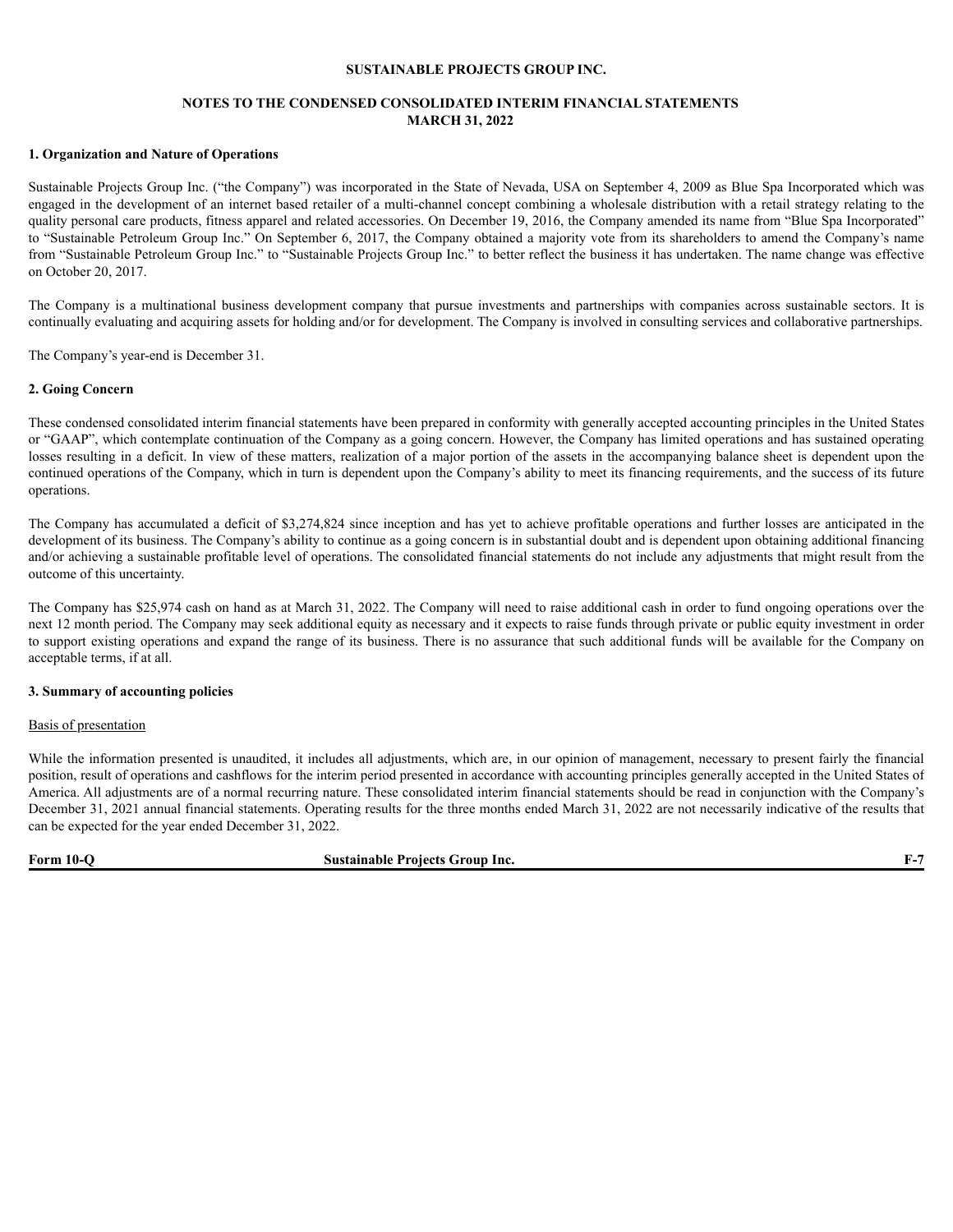**SUSTAINABLE PROJECTS GROUP INC.**

**NOTES TO THE CONDENSED CONSOLIDATED INTERIM FINANCIAL STATEMENTS**
**MARCH 31, 2022**

**1. Organization and Nature of Operations**

Sustainable Projects Group Inc. ("the Company") was incorporated in the State of Nevada, USA on September 4, 2009 as Blue Spa Incorporated which was engaged in the development of an internet based retailer of a multi-channel concept combining a wholesale distribution with a retail strategy relating to the quality personal care products, fitness apparel and related accessories. On December 19, 2016, the Company amended its name from "Blue Spa Incorporated" to "Sustainable Petroleum Group Inc." On September 6, 2017, the Company obtained a majority vote from its shareholders to amend the Company's name from "Sustainable Petroleum Group Inc." to "Sustainable Projects Group Inc." to better reflect the business it has undertaken. The name change was effective on October 20, 2017.

The Company is a multinational business development company that pursue investments and partnerships with companies across sustainable sectors. It is continually evaluating and acquiring assets for holding and/or for development. The Company is involved in consulting services and collaborative partnerships.

The Company's year-end is December 31.

**2. Going Concern**

These condensed consolidated interim financial statements have been prepared in conformity with generally accepted accounting principles in the United States or "GAAP", which contemplate continuation of the Company as a going concern. However, the Company has limited operations and has sustained operating losses resulting in a deficit. In view of these matters, realization of a major portion of the assets in the accompanying balance sheet is dependent upon the continued operations of the Company, which in turn is dependent upon the Company's ability to meet its financing requirements, and the success of its future operations.

The Company has accumulated a deficit of $3,274,824 since inception and has yet to achieve profitable operations and further losses are anticipated in the development of its business. The Company's ability to continue as a going concern is in substantial doubt and is dependent upon obtaining additional financing and/or achieving a sustainable profitable level of operations. The consolidated financial statements do not include any adjustments that might result from the outcome of this uncertainty.

The Company has $25,974 cash on hand as at March 31, 2022. The Company will need to raise additional cash in order to fund ongoing operations over the next 12 month period. The Company may seek additional equity as necessary and it expects to raise funds through private or public equity investment in order to support existing operations and expand the range of its business. There is no assurance that such additional funds will be available for the Company on acceptable terms, if at all.

**3. Summary of accounting policies**

Basis of presentation

While the information presented is unaudited, it includes all adjustments, which are, in our opinion of management, necessary to present fairly the financial position, result of operations and cashflows for the interim period presented in accordance with accounting principles generally accepted in the United States of America. All adjustments are of a normal recurring nature. These consolidated interim financial statements should be read in conjunction with the Company's December 31, 2021 annual financial statements. Operating results for the three months ended March 31, 2022 are not necessarily indicative of the results that can be expected for the year ended December 31, 2022.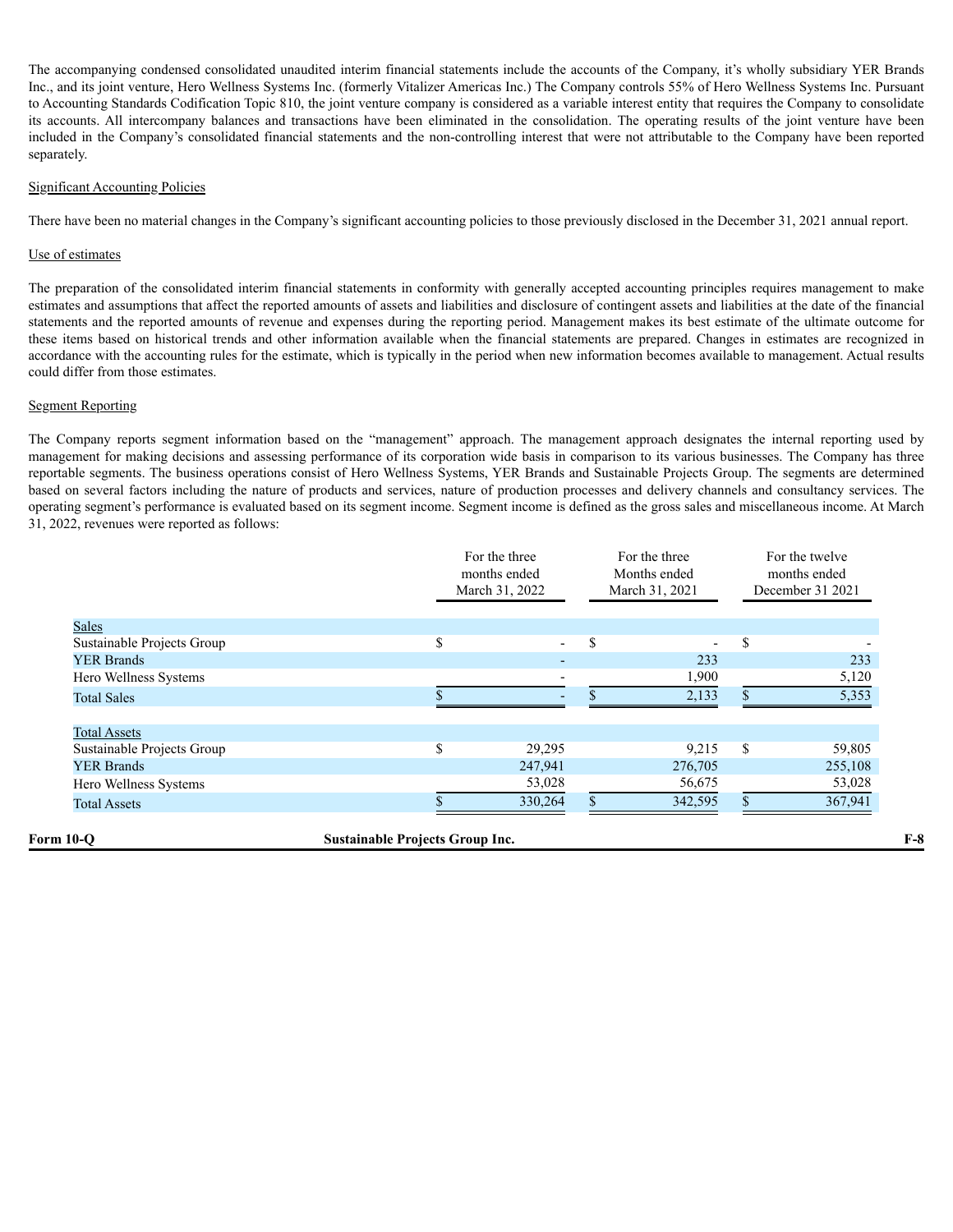The accompanying condensed consolidated unaudited interim financial statements include the accounts of the Company, it's wholly subsidiary YER Brands Inc., and its joint venture, Hero Wellness Systems Inc. (formerly Vitalizer Americas Inc.) The Company controls 55% of Hero Wellness Systems Inc. Pursuant to Accounting Standards Codification Topic 810, the joint venture company is considered as a variable interest entity that requires the Company to consolidate its accounts. All intercompany balances and transactions have been eliminated in the consolidation. The operating results of the joint venture have been included in the Company's consolidated financial statements and the non-controlling interest that were not attributable to the Company have been reported separately.

Significant Accounting Policies

There have been no material changes in the Company's significant accounting policies to those previously disclosed in the December 31, 2021 annual report.

Use of estimates

The preparation of the consolidated interim financial statements in conformity with generally accepted accounting principles requires management to make estimates and assumptions that affect the reported amounts of assets and liabilities and disclosure of contingent assets and liabilities at the date of the financial statements and the reported amounts of revenue and expenses during the reporting period. Management makes its best estimate of the ultimate outcome for these items based on historical trends and other information available when the financial statements are prepared. Changes in estimates are recognized in accordance with the accounting rules for the estimate, which is typically in the period when new information becomes available to management. Actual results could differ from those estimates.

Segment Reporting

The Company reports segment information based on the "management" approach. The management approach designates the internal reporting used by management for making decisions and assessing performance of its corporation wide basis in comparison to its various businesses. The Company has three reportable segments. The business operations consist of Hero Wellness Systems, YER Brands and Sustainable Projects Group. The segments are determined based on several factors including the nature of products and services, nature of production processes and delivery channels and consultancy services. The operating segment's performance is evaluated based on its segment income. Segment income is defined as the gross sales and miscellaneous income. At March 31, 2022, revenues were reported as follows:

| | For the three months ended March 31, 2022 | For the three Months ended March 31, 2021 | For the twelve months ended December 31 2021 |
|---|---|---|---|
| Sales | | | |
| Sustainable Projects Group | $ - | $ - | $ - |
| YER Brands | - | 233 | 233 |
| Hero Wellness Systems | - | 1,900 | 5,120 |
| Total Sales | $ - | $ 2,133 | $ 5,353 |
| | | | |
| Total Assets | | | |
| Sustainable Projects Group | $ 29,295 | 9,215 | $ 59,805 |
| YER Brands | 247,941 | 276,705 | 255,108 |
| Hero Wellness Systems | 53,028 | 56,675 | 53,028 |
| Total Assets | $ 330,264 | $ 342,595 | $ 367,941 |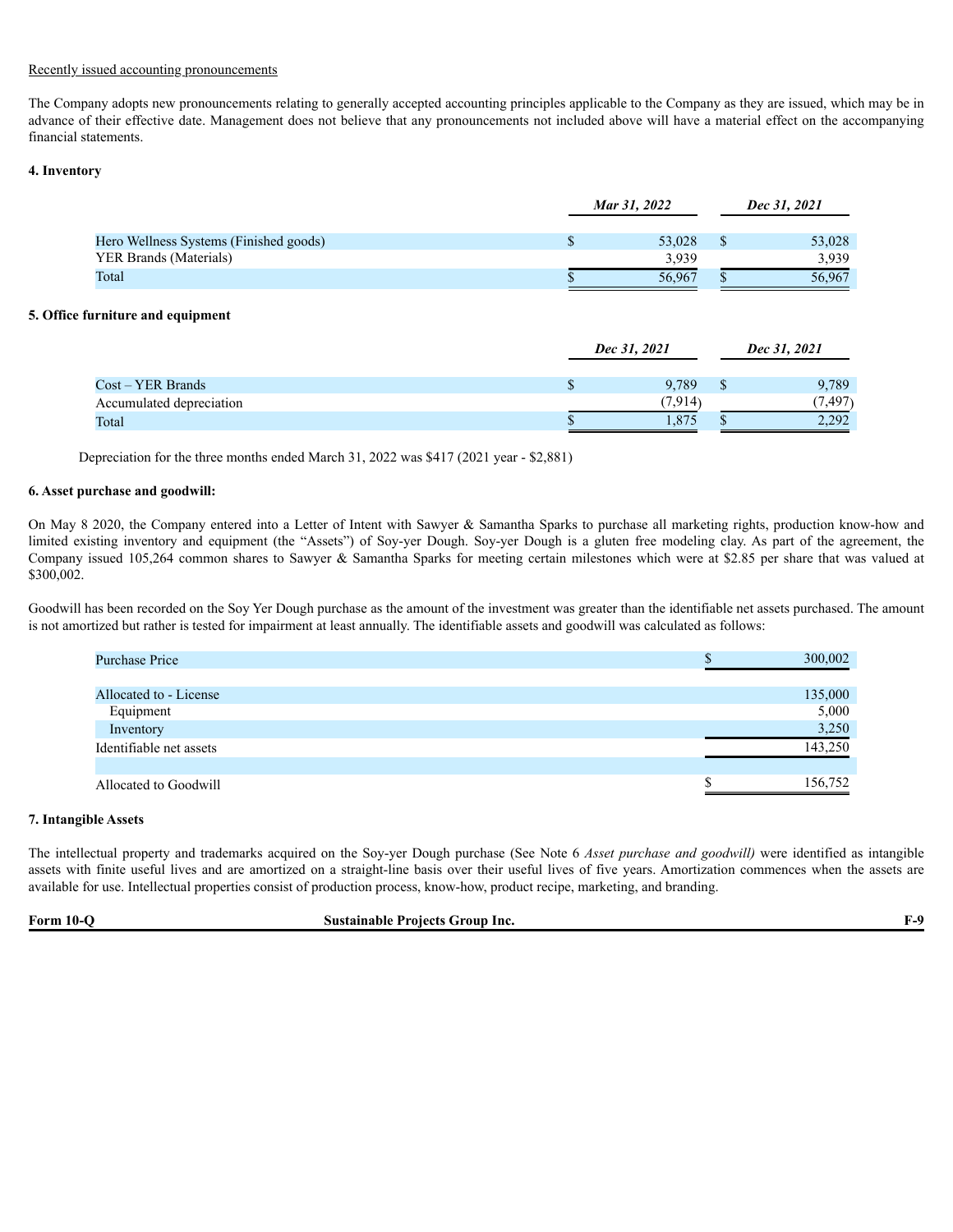Recently issued accounting pronouncements

The Company adopts new pronouncements relating to generally accepted accounting principles applicable to the Company as they are issued, which may be in advance of their effective date. Management does not believe that any pronouncements not included above will have a material effect on the accompanying financial statements.

**4. Inventory**

| | *Mar 31, 2022* | *Dec 31, 2021* |
|---|---|---|
| Hero Wellness Systems (Finished goods) | $ 53,028 | $ 53,028 |
| YER Brands (Materials) | 3,939 | 3,939 |
| Total | $ 56,967 | $ 56,967 |

**5. Office furniture and equipment**

| | *Dec 31, 2021* | *Dec 31, 2021* |
|---|---|---|
| Cost – YER Brands | $ 9,789 | $ 9,789 |
| Accumulated depreciation | (7,914) | (7,497) |
| Total | $ 1,875 | $ 2,292 |

Depreciation for the three months ended March 31, 2022 was $417 (2021 year - $2,881)

**6. Asset purchase and goodwill:**

On May 8 2020, the Company entered into a Letter of Intent with Sawyer & Samantha Sparks to purchase all marketing rights, production know-how and limited existing inventory and equipment (the "Assets") of Soy-yer Dough. Soy-yer Dough is a gluten free modeling clay. As part of the agreement, the Company issued 105,264 common shares to Sawyer & Samantha Sparks for meeting certain milestones which were at $2.85 per share that was valued at $300,002.

Goodwill has been recorded on the Soy Yer Dough purchase as the amount of the investment was greater than the identifiable net assets purchased. The amount is not amortized but rather is tested for impairment at least annually. The identifiable assets and goodwill was calculated as follows:

| | |
|---|---|
| Purchase Price | $ 300,002 |
| | |
| Allocated to - License | 135,000 |
| Equipment | 5,000 |
| Inventory | 3,250 |
| Identifiable net assets | 143,250 |
| | |
| Allocated to Goodwill | $ 156,752 |

**7. Intangible Assets**

The intellectual property and trademarks acquired on the Soy-yer Dough purchase (See Note 6 *Asset purchase and goodwill)* were identified as intangible assets with finite useful lives and are amortized on a straight-line basis over their useful lives of five years. Amortization commences when the assets are available for use. Intellectual properties consist of production process, know-how, product recipe, marketing, and branding.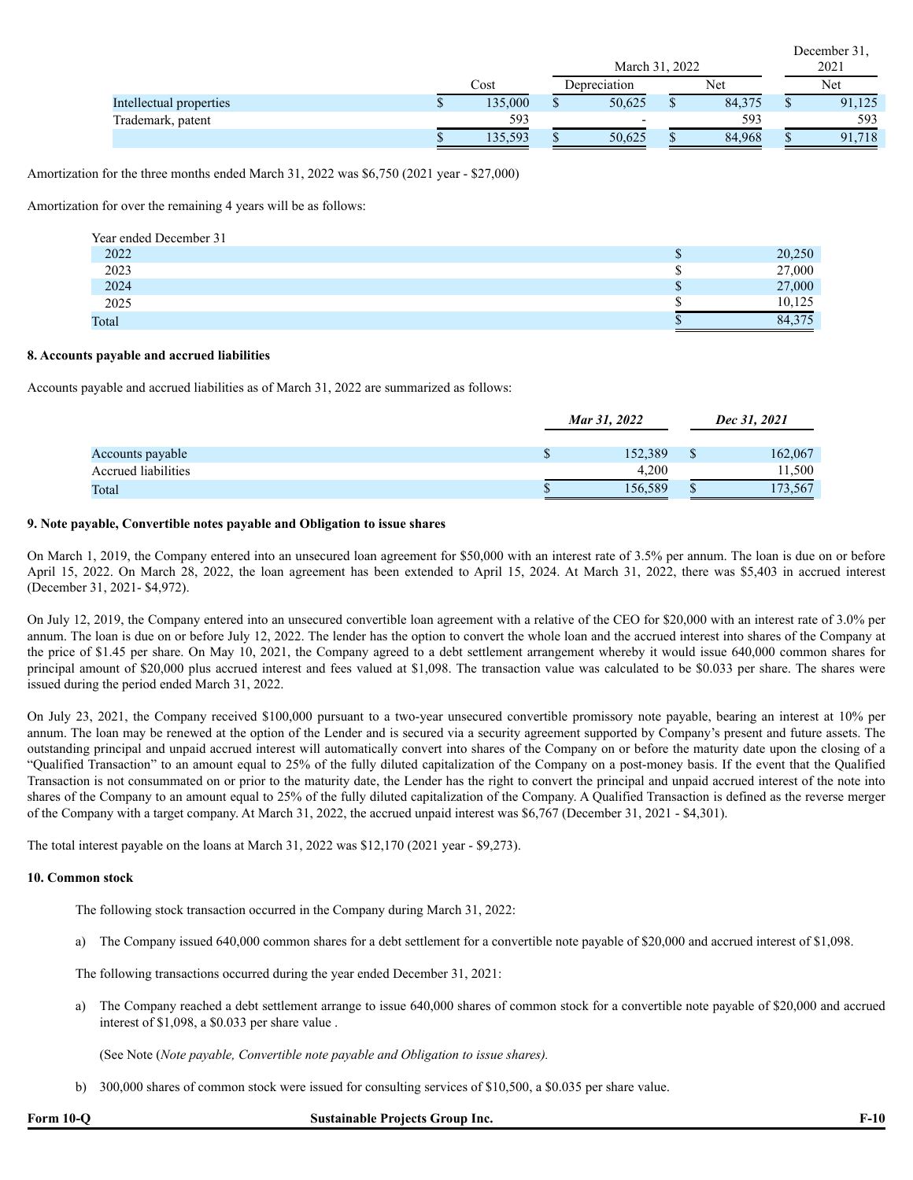| | March 31, 2022 | | | December 31, 2021 |
|---|---|---|---|---|
| | Cost | Depreciation | Net | Net |
| Intellectual properties | $ 135,000 | $ 50,625 | $ 84,375 | $ 91,125 |
| Trademark, patent | 593 | - | 593 | 593 |
| | $ 135,593 | $ 50,625 | $ 84,968 | $ 91,718 |

Amortization for the three months ended March 31, 2022 was $6,750 (2021 year - $27,000)

Amortization for over the remaining 4 years will be as follows:

| Year ended December 31 | |
|---|---|
| 2022 | $ 20,250 |
| 2023 | $ 27,000 |
| 2024 | $ 27,000 |
| 2025 | $ 10,125 |
| Total | $ 84,375 |

**8. Accounts payable and accrued liabilities**

Accounts payable and accrued liabilities as of March 31, 2022 are summarized as follows:

| | ***Mar 31, 2022*** | ***Dec 31, 2021*** |
|---|---|---|
| Accounts payable | $ 152,389 | $ 162,067 |
| Accrued liabilities | 4,200 | 11,500 |
| Total | $ 156,589 | $ 173,567 |

**9. Note payable, Convertible notes payable and Obligation to issue shares**

On March 1, 2019, the Company entered into an unsecured loan agreement for $50,000 with an interest rate of 3.5% per annum. The loan is due on or before April 15, 2022. On March 28, 2022, the loan agreement has been extended to April 15, 2024. At March 31, 2022, there was $5,403 in accrued interest (December 31, 2021- $4,972).

On July 12, 2019, the Company entered into an unsecured convertible loan agreement with a relative of the CEO for $20,000 with an interest rate of 3.0% per annum. The loan is due on or before July 12, 2022. The lender has the option to convert the whole loan and the accrued interest into shares of the Company at the price of $1.45 per share. On May 10, 2021, the Company agreed to a debt settlement arrangement whereby it would issue 640,000 common shares for principal amount of $20,000 plus accrued interest and fees valued at $1,098. The transaction value was calculated to be $0.033 per share. The shares were issued during the period ended March 31, 2022.

On July 23, 2021, the Company received $100,000 pursuant to a two-year unsecured convertible promissory note payable, bearing an interest at 10% per annum. The loan may be renewed at the option of the Lender and is secured via a security agreement supported by Company's present and future assets. The outstanding principal and unpaid accrued interest will automatically convert into shares of the Company on or before the maturity date upon the closing of a "Qualified Transaction" to an amount equal to 25% of the fully diluted capitalization of the Company on a post-money basis. If the event that the Qualified Transaction is not consummated on or prior to the maturity date, the Lender has the right to convert the principal and unpaid accrued interest of the note into shares of the Company to an amount equal to 25% of the fully diluted capitalization of the Company. A Qualified Transaction is defined as the reverse merger of the Company with a target company. At March 31, 2022, the accrued unpaid interest was $6,767 (December 31, 2021 - $4,301).

The total interest payable on the loans at March 31, 2022 was $12,170 (2021 year - $9,273).

**10. Common stock**

The following stock transaction occurred in the Company during March 31, 2022:

a) The Company issued 640,000 common shares for a debt settlement for a convertible note payable of $20,000 and accrued interest of $1,098.

The following transactions occurred during the year ended December 31, 2021:

a) The Company reached a debt settlement arrange to issue 640,000 shares of common stock for a convertible note payable of $20,000 and accrued interest of $1,098, a $0.033 per share value .

   (See Note (*Note payable, Convertible note payable and Obligation to issue shares).*

b) 300,000 shares of common stock were issued for consulting services of $10,500, a $0.035 per share value.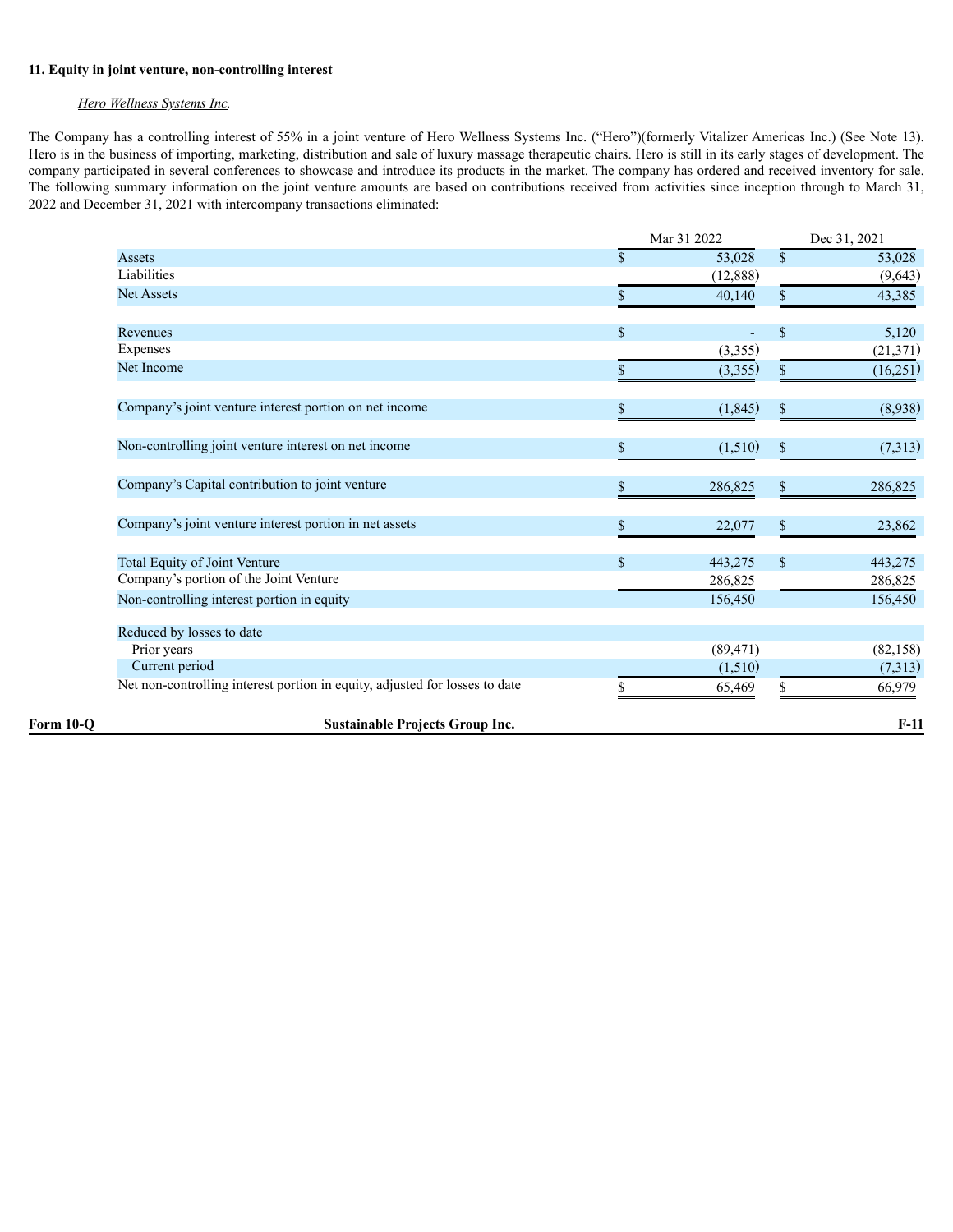**11. Equity in joint venture, non-controlling interest**

*Hero Wellness Systems Inc.*

The Company has a controlling interest of 55% in a joint venture of Hero Wellness Systems Inc. ("Hero")(formerly Vitalizer Americas Inc.) (See Note 13). Hero is in the business of importing, marketing, distribution and sale of luxury massage therapeutic chairs. Hero is still in its early stages of development. The company participated in several conferences to showcase and introduce its products in the market. The company has ordered and received inventory for sale. The following summary information on the joint venture amounts are based on contributions received from activities since inception through to March 31, 2022 and December 31, 2021 with intercompany transactions eliminated:

| | Mar 31 2022 | Dec 31, 2021 |
|---|---|---|
| Assets | $ 53,028 | $ 53,028 |
| Liabilities | (12,888) | (9,643) |
| Net Assets | $ 40,140 | $ 43,385 |
| | | |
| Revenues | $ - | $ 5,120 |
| Expenses | (3,355) | (21,371) |
| Net Income | $ (3,355) | $ (16,251) |
| | | |
| Company's joint venture interest portion on net income | $ (1,845) | $ (8,938) |
| | | |
| Non-controlling joint venture interest on net income | $ (1,510) | $ (7,313) |
| | | |
| Company's Capital contribution to joint venture | $ 286,825 | $ 286,825 |
| | | |
| Company's joint venture interest portion in net assets | $ 22,077 | $ 23,862 |
| | | |
| Total Equity of Joint Venture | $ 443,275 | $ 443,275 |
| Company's portion of the Joint Venture | 286,825 | 286,825 |
| Non-controlling interest portion in equity | 156,450 | 156,450 |
| | | |
| Reduced by losses to date | | |
| Prior years | (89,471) | (82,158) |
| Current period | (1,510) | (7,313) |
| Net non-controlling interest portion in equity, adjusted for losses to date | $ 65,469 | $ 66,979 |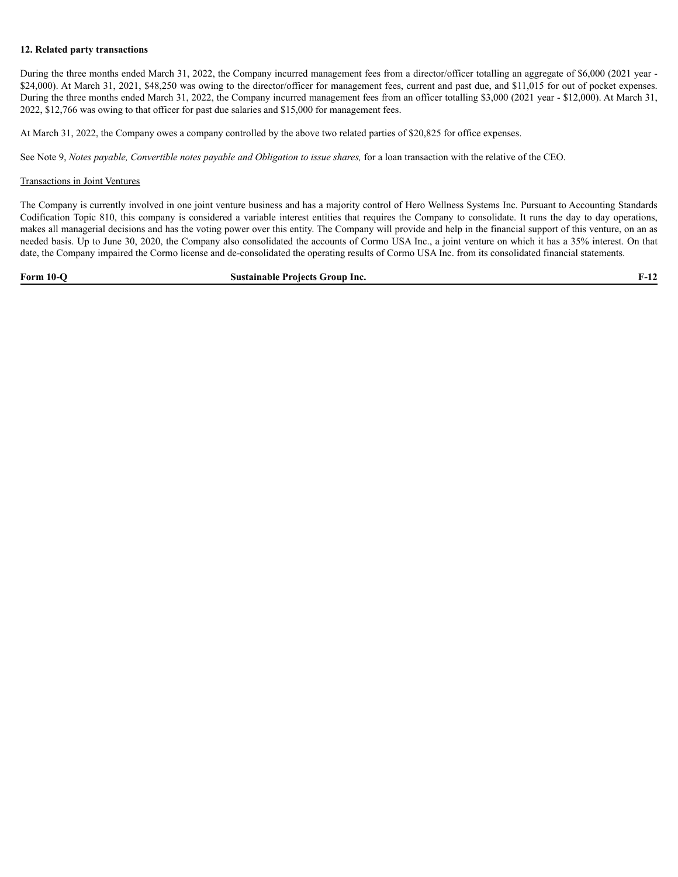**12. Related party transactions**

During the three months ended March 31, 2022, the Company incurred management fees from a director/officer totalling an aggregate of $6,000 (2021 year - $24,000). At March 31, 2021, $48,250 was owing to the director/officer for management fees, current and past due, and $11,015 for out of pocket expenses. During the three months ended March 31, 2022, the Company incurred management fees from an officer totalling $3,000 (2021 year - $12,000). At March 31, 2022, $12,766 was owing to that officer for past due salaries and $15,000 for management fees.

At March 31, 2022, the Company owes a company controlled by the above two related parties of $20,825 for office expenses.

See Note 9, *Notes payable, Convertible notes payable and Obligation to issue shares,* for a loan transaction with the relative of the CEO.

Transactions in Joint Ventures

The Company is currently involved in one joint venture business and has a majority control of Hero Wellness Systems Inc. Pursuant to Accounting Standards Codification Topic 810, this company is considered a variable interest entities that requires the Company to consolidate. It runs the day to day operations, makes all managerial decisions and has the voting power over this entity. The Company will provide and help in the financial support of this venture, on an as needed basis. Up to June 30, 2020, the Company also consolidated the accounts of Cormo USA Inc., a joint venture on which it has a 35% interest. On that date, the Company impaired the Cormo license and de-consolidated the operating results of Cormo USA Inc. from its consolidated financial statements.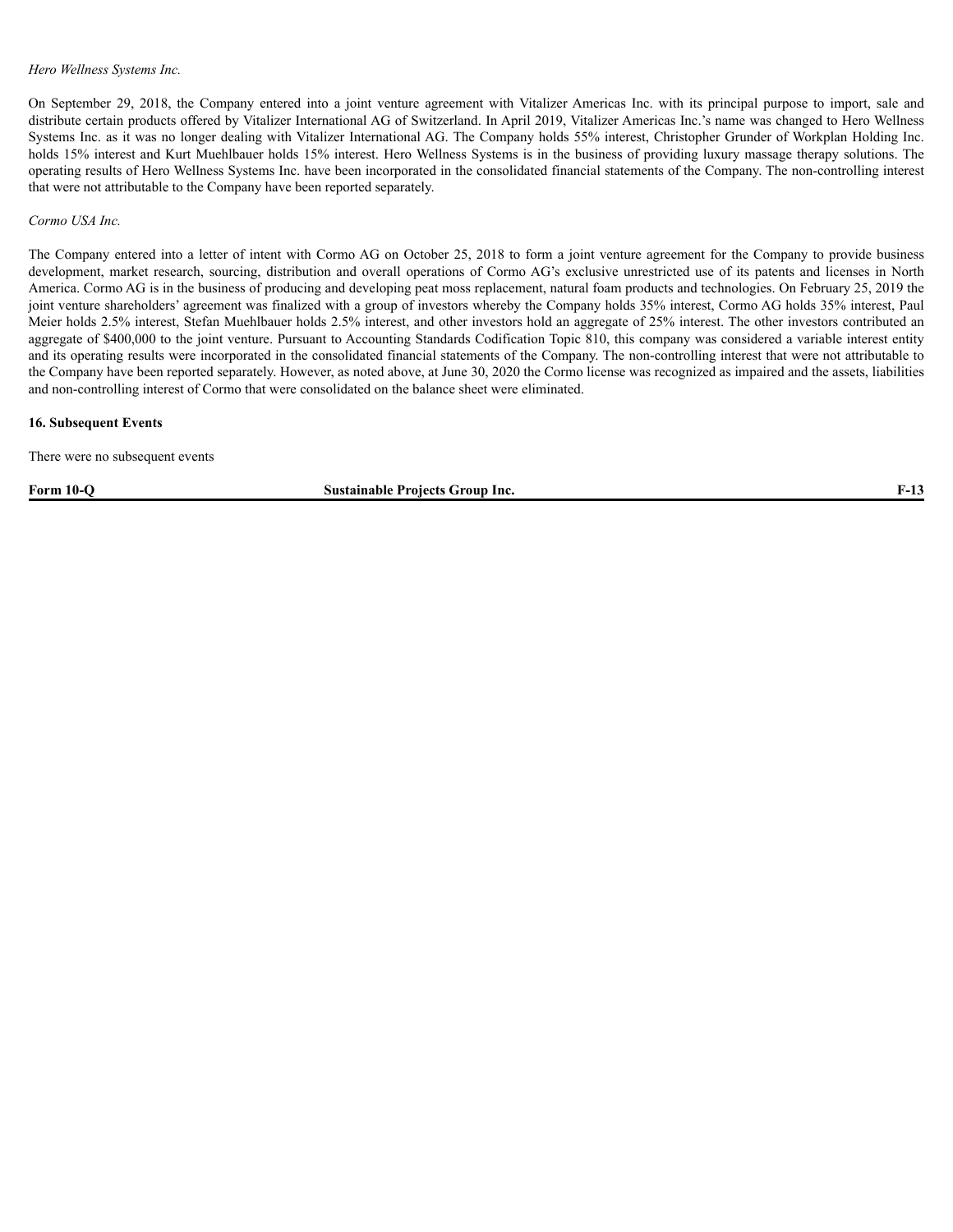*Hero Wellness Systems Inc.*

On September 29, 2018, the Company entered into a joint venture agreement with Vitalizer Americas Inc. with its principal purpose to import, sale and distribute certain products offered by Vitalizer International AG of Switzerland. In April 2019, Vitalizer Americas Inc.'s name was changed to Hero Wellness Systems Inc. as it was no longer dealing with Vitalizer International AG. The Company holds 55% interest, Christopher Grunder of Workplan Holding Inc. holds 15% interest and Kurt Muehlbauer holds 15% interest. Hero Wellness Systems is in the business of providing luxury massage therapy solutions. The operating results of Hero Wellness Systems Inc. have been incorporated in the consolidated financial statements of the Company. The non-controlling interest that were not attributable to the Company have been reported separately.

*Cormo USA Inc.*

The Company entered into a letter of intent with Cormo AG on October 25, 2018 to form a joint venture agreement for the Company to provide business development, market research, sourcing, distribution and overall operations of Cormo AG's exclusive unrestricted use of its patents and licenses in North America. Cormo AG is in the business of producing and developing peat moss replacement, natural foam products and technologies. On February 25, 2019 the joint venture shareholders' agreement was finalized with a group of investors whereby the Company holds 35% interest, Cormo AG holds 35% interest, Paul Meier holds 2.5% interest, Stefan Muehlbauer holds 2.5% interest, and other investors hold an aggregate of 25% interest. The other investors contributed an aggregate of $400,000 to the joint venture. Pursuant to Accounting Standards Codification Topic 810, this company was considered a variable interest entity and its operating results were incorporated in the consolidated financial statements of the Company. The non-controlling interest that were not attributable to the Company have been reported separately. However, as noted above, at June 30, 2020 the Cormo license was recognized as impaired and the assets, liabilities and non-controlling interest of Cormo that were consolidated on the balance sheet were eliminated.

**16. Subsequent Events**

There were no subsequent events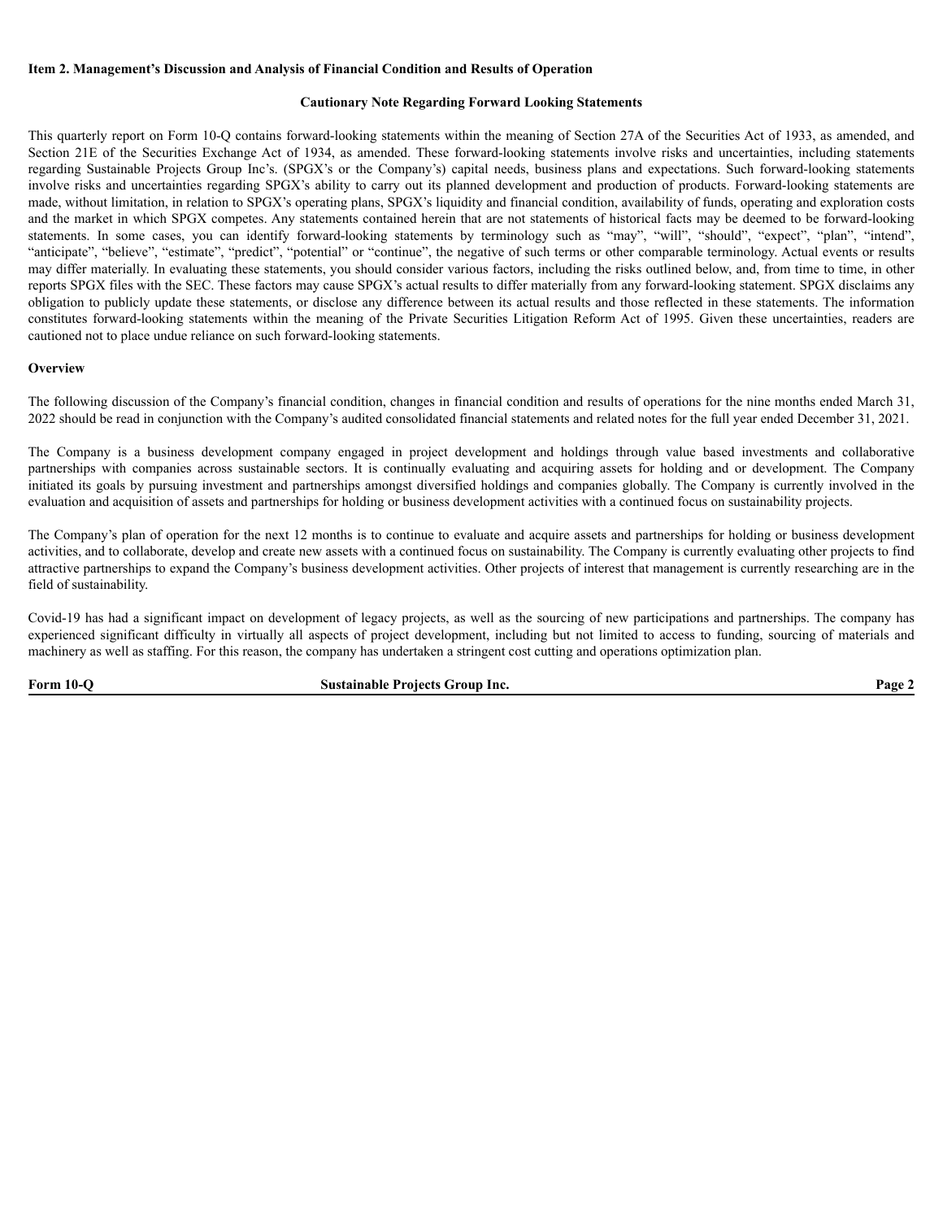**Item 2. Management's Discussion and Analysis of Financial Condition and Results of Operation**

**Cautionary Note Regarding Forward Looking Statements**

This quarterly report on Form 10-Q contains forward-looking statements within the meaning of Section 27A of the Securities Act of 1933, as amended, and Section 21E of the Securities Exchange Act of 1934, as amended. These forward-looking statements involve risks and uncertainties, including statements regarding Sustainable Projects Group Inc's. (SPGX's or the Company's) capital needs, business plans and expectations. Such forward-looking statements involve risks and uncertainties regarding SPGX's ability to carry out its planned development and production of products. Forward-looking statements are made, without limitation, in relation to SPGX's operating plans, SPGX's liquidity and financial condition, availability of funds, operating and exploration costs and the market in which SPGX competes. Any statements contained herein that are not statements of historical facts may be deemed to be forward-looking statements. In some cases, you can identify forward-looking statements by terminology such as "may", "will", "should", "expect", "plan", "intend", "anticipate", "believe", "estimate", "predict", "potential" or "continue", the negative of such terms or other comparable terminology. Actual events or results may differ materially. In evaluating these statements, you should consider various factors, including the risks outlined below, and, from time to time, in other reports SPGX files with the SEC. These factors may cause SPGX's actual results to differ materially from any forward-looking statement. SPGX disclaims any obligation to publicly update these statements, or disclose any difference between its actual results and those reflected in these statements. The information constitutes forward-looking statements within the meaning of the Private Securities Litigation Reform Act of 1995. Given these uncertainties, readers are cautioned not to place undue reliance on such forward-looking statements.

**Overview**

The following discussion of the Company's financial condition, changes in financial condition and results of operations for the nine months ended March 31, 2022 should be read in conjunction with the Company's audited consolidated financial statements and related notes for the full year ended December 31, 2021.

The Company is a business development company engaged in project development and holdings through value based investments and collaborative partnerships with companies across sustainable sectors. It is continually evaluating and acquiring assets for holding and or development. The Company initiated its goals by pursuing investment and partnerships amongst diversified holdings and companies globally. The Company is currently involved in the evaluation and acquisition of assets and partnerships for holding or business development activities with a continued focus on sustainability projects.

The Company's plan of operation for the next 12 months is to continue to evaluate and acquire assets and partnerships for holding or business development activities, and to collaborate, develop and create new assets with a continued focus on sustainability. The Company is currently evaluating other projects to find attractive partnerships to expand the Company's business development activities. Other projects of interest that management is currently researching are in the field of sustainability.

Covid-19 has had a significant impact on development of legacy projects, as well as the sourcing of new participations and partnerships. The company has experienced significant difficulty in virtually all aspects of project development, including but not limited to access to funding, sourcing of materials and machinery as well as staffing. For this reason, the company has undertaken a stringent cost cutting and operations optimization plan.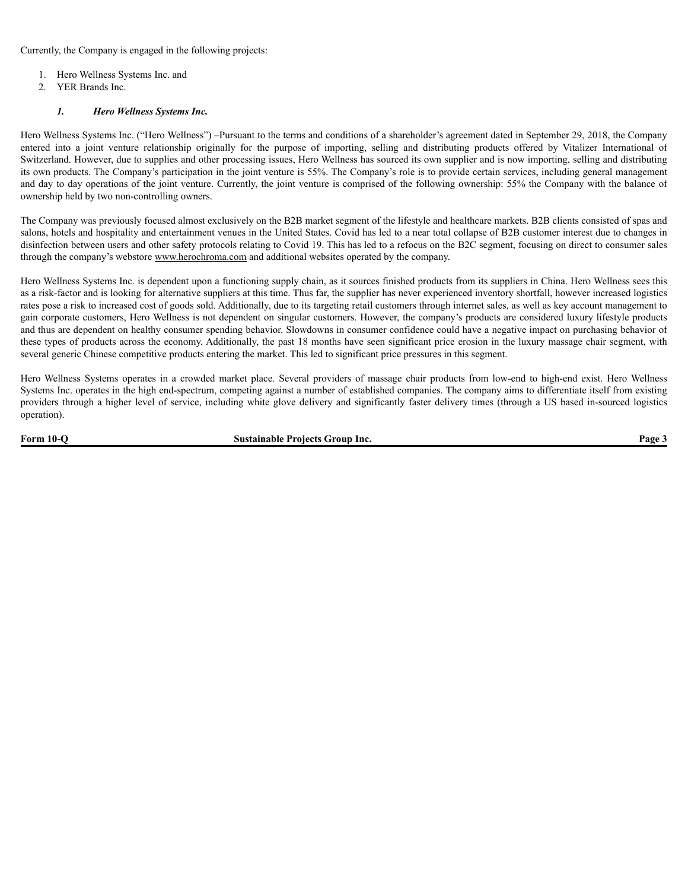Currently, the Company is engaged in the following projects:

1. Hero Wellness Systems Inc. and
2. YER Brands Inc.

### *1. Hero Wellness Systems Inc.*

Hero Wellness Systems Inc. ("Hero Wellness") –Pursuant to the terms and conditions of a shareholder's agreement dated in September 29, 2018, the Company entered into a joint venture relationship originally for the purpose of importing, selling and distributing products offered by Vitalizer International of Switzerland. However, due to supplies and other processing issues, Hero Wellness has sourced its own supplier and is now importing, selling and distributing its own products. The Company's participation in the joint venture is 55%. The Company's role is to provide certain services, including general management and day to day operations of the joint venture. Currently, the joint venture is comprised of the following ownership: 55% the Company with the balance of ownership held by two non-controlling owners.

The Company was previously focused almost exclusively on the B2B market segment of the lifestyle and healthcare markets. B2B clients consisted of spas and salons, hotels and hospitality and entertainment venues in the United States. Covid has led to a near total collapse of B2B customer interest due to changes in disinfection between users and other safety protocols relating to Covid 19. This has led to a refocus on the B2C segment, focusing on direct to consumer sales through the company's webstore www.herochroma.com and additional websites operated by the company.

Hero Wellness Systems Inc. is dependent upon a functioning supply chain, as it sources finished products from its suppliers in China. Hero Wellness sees this as a risk-factor and is looking for alternative suppliers at this time. Thus far, the supplier has never experienced inventory shortfall, however increased logistics rates pose a risk to increased cost of goods sold. Additionally, due to its targeting retail customers through internet sales, as well as key account management to gain corporate customers, Hero Wellness is not dependent on singular customers. However, the company's products are considered luxury lifestyle products and thus are dependent on healthy consumer spending behavior. Slowdowns in consumer confidence could have a negative impact on purchasing behavior of these types of products across the economy. Additionally, the past 18 months have seen significant price erosion in the luxury massage chair segment, with several generic Chinese competitive products entering the market. This led to significant price pressures in this segment.

Hero Wellness Systems operates in a crowded market place. Several providers of massage chair products from low-end to high-end exist. Hero Wellness Systems Inc. operates in the high end-spectrum, competing against a number of established companies. The company aims to differentiate itself from existing providers through a higher level of service, including white glove delivery and significantly faster delivery times (through a US based in-sourced logistics operation).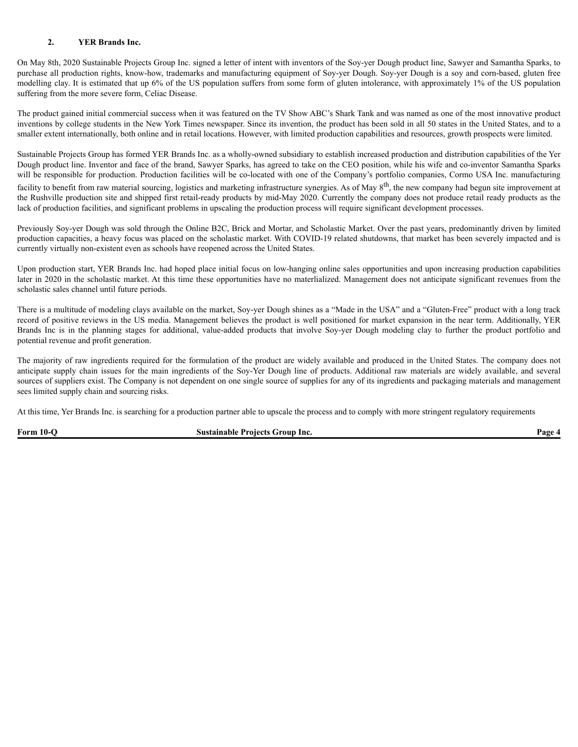## 2. YER Brands Inc.

On May 8th, 2020 Sustainable Projects Group Inc. signed a letter of intent with inventors of the Soy-yer Dough product line, Sawyer and Samantha Sparks, to purchase all production rights, know-how, trademarks and manufacturing equipment of Soy-yer Dough. Soy-yer Dough is a soy and corn-based, gluten free modelling clay. It is estimated that up 6% of the US population suffers from some form of gluten intolerance, with approximately 1% of the US population suffering from the more severe form, Celiac Disease.

The product gained initial commercial success when it was featured on the TV Show ABC's Shark Tank and was named as one of the most innovative product inventions by college students in the New York Times newspaper. Since its invention, the product has been sold in all 50 states in the United States, and to a smaller extent internationally, both online and in retail locations. However, with limited production capabilities and resources, growth prospects were limited.

Sustainable Projects Group has formed YER Brands Inc. as a wholly-owned subsidiary to establish increased production and distribution capabilities of the Yer Dough product line. Inventor and face of the brand, Sawyer Sparks, has agreed to take on the CEO position, while his wife and co-inventor Samantha Sparks will be responsible for production. Production facilities will be co-located with one of the Company's portfolio companies, Cormo USA Inc. manufacturing facility to benefit from raw material sourcing, logistics and marketing infrastructure synergies. As of May 8th, the new company had begun site improvement at the Rushville production site and shipped first retail-ready products by mid-May 2020. Currently the company does not produce retail ready products as the lack of production facilities, and significant problems in upscaling the production process will require significant development processes.

Previously Soy-yer Dough was sold through the Online B2C, Brick and Mortar, and Scholastic Market. Over the past years, predominantly driven by limited production capacities, a heavy focus was placed on the scholastic market. With COVID-19 related shutdowns, that market has been severely impacted and is currently virtually non-existent even as schools have reopened across the United States.

Upon production start, YER Brands Inc. had hoped place initial focus on low-hanging online sales opportunities and upon increasing production capabilities later in 2020 in the scholastic market. At this time these opportunities have no materlialized. Management does not anticipate significant revenues from the scholastic sales channel until future periods.

There is a multitude of modeling clays available on the market, Soy-yer Dough shines as a "Made in the USA" and a "Gluten-Free" product with a long track record of positive reviews in the US media. Management believes the product is well positioned for market expansion in the near term. Additionally, YER Brands Inc is in the planning stages for additional, value-added products that involve Soy-yer Dough modeling clay to further the product portfolio and potential revenue and profit generation.

The majority of raw ingredients required for the formulation of the product are widely available and produced in the United States. The company does not anticipate supply chain issues for the main ingredients of the Soy-Yer Dough line of products. Additional raw materials are widely available, and several sources of suppliers exist. The Company is not dependent on one single source of supplies for any of its ingredients and packaging materials and management sees limited supply chain and sourcing risks.

At this time, Yer Brands Inc. is searching for a production partner able to upscale the process and to comply with more stringent regulatory requirements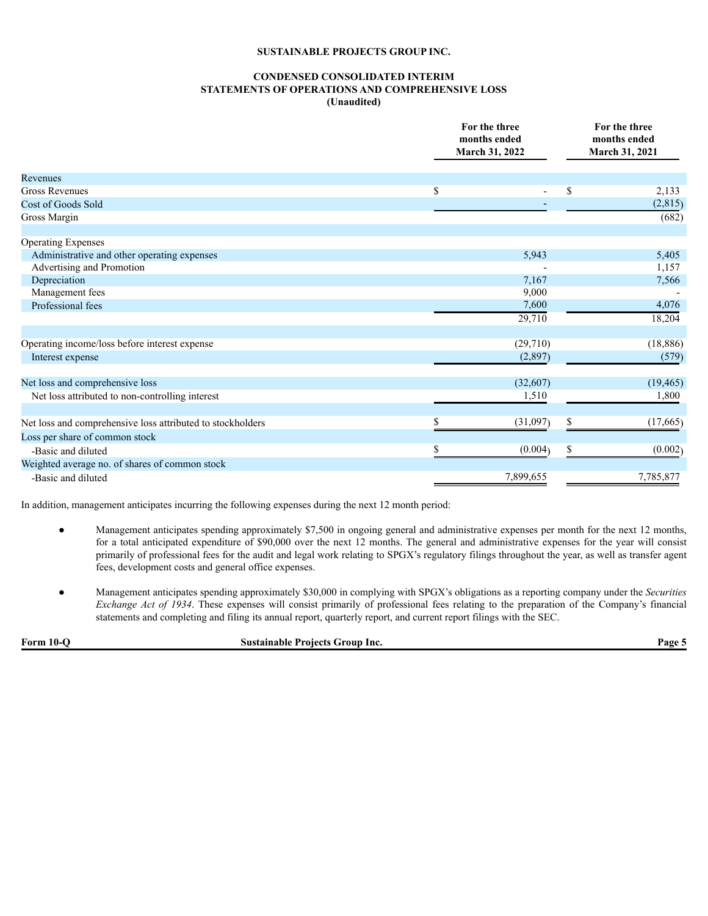**SUSTAINABLE PROJECTS GROUP INC.**

**CONDENSED CONSOLIDATED INTERIM**
**STATEMENTS OF OPERATIONS AND COMPREHENSIVE LOSS**
**(Unaudited)**

| | For the three months ended March 31, 2022 | For the three months ended March 31, 2021 |
|---|---|---|
| Revenues | | |
| Gross Revenues | $ - | $ 2,133 |
| Cost of Goods Sold | - | (2,815) |
| Gross Margin | | (682) |
| | | |
| Operating Expenses | | |
| Administrative and other operating expenses | 5,943 | 5,405 |
| Advertising and Promotion | - | 1,157 |
| Depreciation | 7,167 | 7,566 |
| Management fees | 9,000 | - |
| Professional fees | 7,600 | 4,076 |
| | 29,710 | 18,204 |
| | | |
| Operating income/loss before interest expense | (29,710) | (18,886) |
| Interest expense | (2,897) | (579) |
| | | |
| Net loss and comprehensive loss | (32,607) | (19,465) |
| Net loss attributed to non-controlling interest | 1,510 | 1,800 |
| | | |
| Net loss and comprehensive loss attributed to stockholders | $ (31,097) | $ (17,665) |
| Loss per share of common stock | | |
| -Basic and diluted | $ (0.004) | $ (0.002) |
| Weighted average no. of shares of common stock | | |
| -Basic and diluted | 7,899,655 | 7,785,877 |

In addition, management anticipates incurring the following expenses during the next 12 month period:

- Management anticipates spending approximately $7,500 in ongoing general and administrative expenses per month for the next 12 months, for a total anticipated expenditure of $90,000 over the next 12 months. The general and administrative expenses for the year will consist primarily of professional fees for the audit and legal work relating to SPGX's regulatory filings throughout the year, as well as transfer agent fees, development costs and general office expenses.

- Management anticipates spending approximately $30,000 in complying with SPGX's obligations as a reporting company under the *Securities Exchange Act of 1934*. These expenses will consist primarily of professional fees relating to the preparation of the Company's financial statements and completing and filing its annual report, quarterly report, and current report filings with the SEC.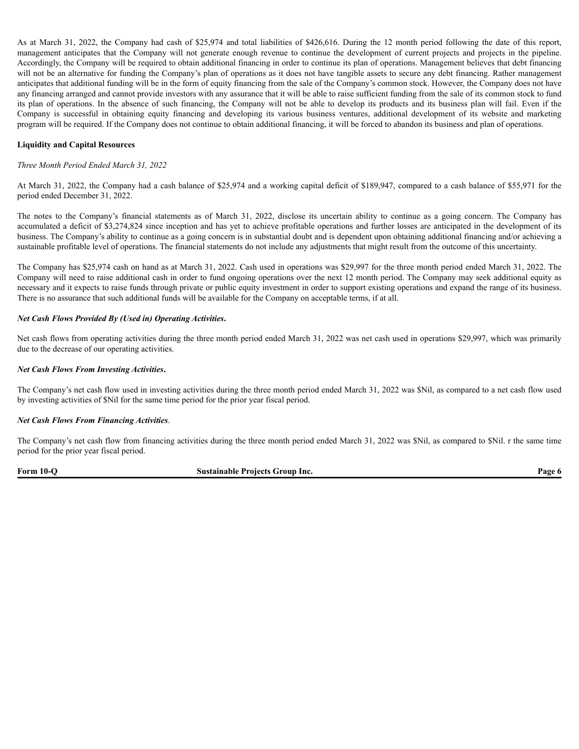As at March 31, 2022, the Company had cash of $25,974 and total liabilities of $426,616. During the 12 month period following the date of this report, management anticipates that the Company will not generate enough revenue to continue the development of current projects and projects in the pipeline. Accordingly, the Company will be required to obtain additional financing in order to continue its plan of operations. Management believes that debt financing will not be an alternative for funding the Company's plan of operations as it does not have tangible assets to secure any debt financing. Rather management anticipates that additional funding will be in the form of equity financing from the sale of the Company's common stock. However, the Company does not have any financing arranged and cannot provide investors with any assurance that it will be able to raise sufficient funding from the sale of its common stock to fund its plan of operations. In the absence of such financing, the Company will not be able to develop its products and its business plan will fail. Even if the Company is successful in obtaining equity financing and developing its various business ventures, additional development of its website and marketing program will be required. If the Company does not continue to obtain additional financing, it will be forced to abandon its business and plan of operations.

**Liquidity and Capital Resources**

*Three Month Period Ended March 31, 2022*

At March 31, 2022, the Company had a cash balance of $25,974 and a working capital deficit of $189,947, compared to a cash balance of $55,971 for the period ended December 31, 2022.

The notes to the Company's financial statements as of March 31, 2022, disclose its uncertain ability to continue as a going concern. The Company has accumulated a deficit of $3,274,824 since inception and has yet to achieve profitable operations and further losses are anticipated in the development of its business. The Company's ability to continue as a going concern is in substantial doubt and is dependent upon obtaining additional financing and/or achieving a sustainable profitable level of operations. The financial statements do not include any adjustments that might result from the outcome of this uncertainty.

The Company has $25,974 cash on hand as at March 31, 2022. Cash used in operations was $29,997 for the three month period ended March 31, 2022. The Company will need to raise additional cash in order to fund ongoing operations over the next 12 month period. The Company may seek additional equity as necessary and it expects to raise funds through private or public equity investment in order to support existing operations and expand the range of its business. There is no assurance that such additional funds will be available for the Company on acceptable terms, if at all.

***Net Cash Flows Provided By (Used in) Operating Activities.***

Net cash flows from operating activities during the three month period ended March 31, 2022 was net cash used in operations $29,997, which was primarily due to the decrease of our operating activities.

***Net Cash Flows From Investing Activities.***

The Company's net cash flow used in investing activities during the three month period ended March 31, 2022 was $Nil, as compared to a net cash flow used by investing activities of $Nil for the same time period for the prior year fiscal period.

***Net Cash Flows From Financing Activities***.

The Company's net cash flow from financing activities during the three month period ended March 31, 2022 was $Nil, as compared to $Nil. r the same time period for the prior year fiscal period.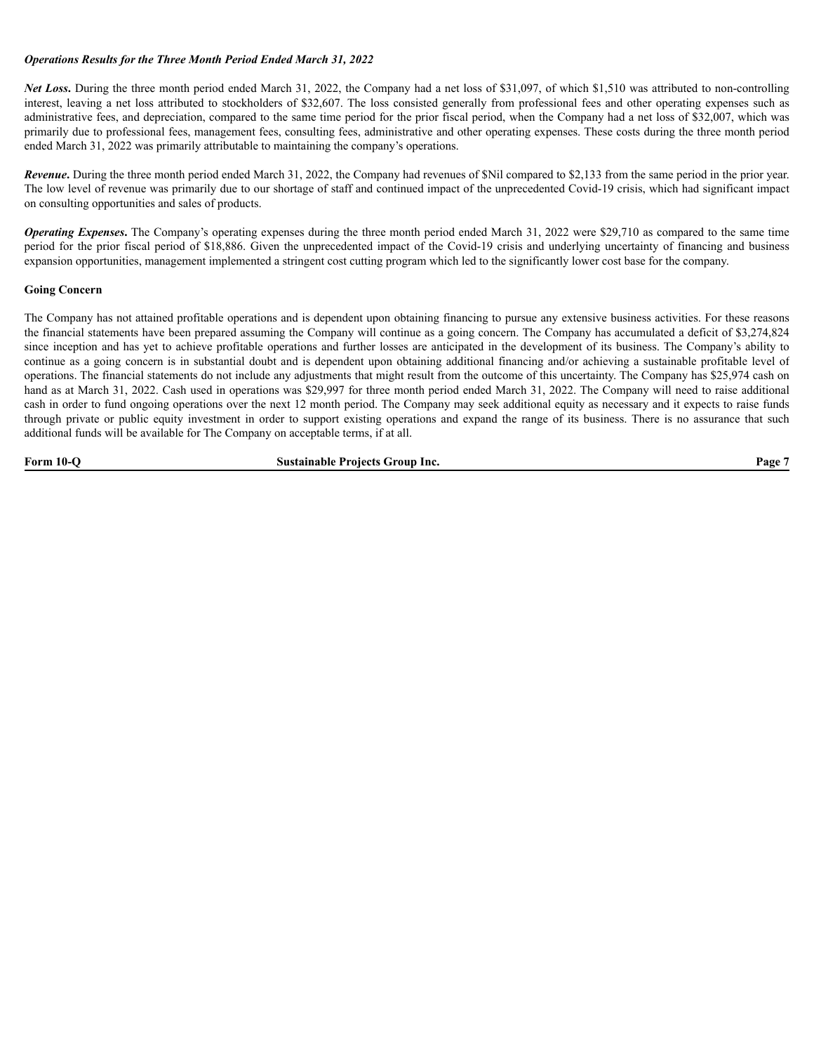***Operations Results for the Three Month Period Ended March 31, 2022***

***Net Loss*.** During the three month period ended March 31, 2022, the Company had a net loss of $31,097, of which $1,510 was attributed to non-controlling interest, leaving a net loss attributed to stockholders of $32,607. The loss consisted generally from professional fees and other operating expenses such as administrative fees, and depreciation, compared to the same time period for the prior fiscal period, when the Company had a net loss of $32,007, which was primarily due to professional fees, management fees, consulting fees, administrative and other operating expenses. These costs during the three month period ended March 31, 2022 was primarily attributable to maintaining the company's operations.

***Revenue*.** During the three month period ended March 31, 2022, the Company had revenues of $Nil compared to $2,133 from the same period in the prior year. The low level of revenue was primarily due to our shortage of staff and continued impact of the unprecedented Covid-19 crisis, which had significant impact on consulting opportunities and sales of products.

***Operating Expenses*.** The Company's operating expenses during the three month period ended March 31, 2022 were $29,710 as compared to the same time period for the prior fiscal period of $18,886. Given the unprecedented impact of the Covid-19 crisis and underlying uncertainty of financing and business expansion opportunities, management implemented a stringent cost cutting program which led to the significantly lower cost base for the company.

**Going Concern**

The Company has not attained profitable operations and is dependent upon obtaining financing to pursue any extensive business activities. For these reasons the financial statements have been prepared assuming the Company will continue as a going concern. The Company has accumulated a deficit of $3,274,824 since inception and has yet to achieve profitable operations and further losses are anticipated in the development of its business. The Company's ability to continue as a going concern is in substantial doubt and is dependent upon obtaining additional financing and/or achieving a sustainable profitable level of operations. The financial statements do not include any adjustments that might result from the outcome of this uncertainty. The Company has $25,974 cash on hand as at March 31, 2022. Cash used in operations was $29,997 for three month period ended March 31, 2022. The Company will need to raise additional cash in order to fund ongoing operations over the next 12 month period. The Company may seek additional equity as necessary and it expects to raise funds through private or public equity investment in order to support existing operations and expand the range of its business. There is no assurance that such additional funds will be available for The Company on acceptable terms, if at all.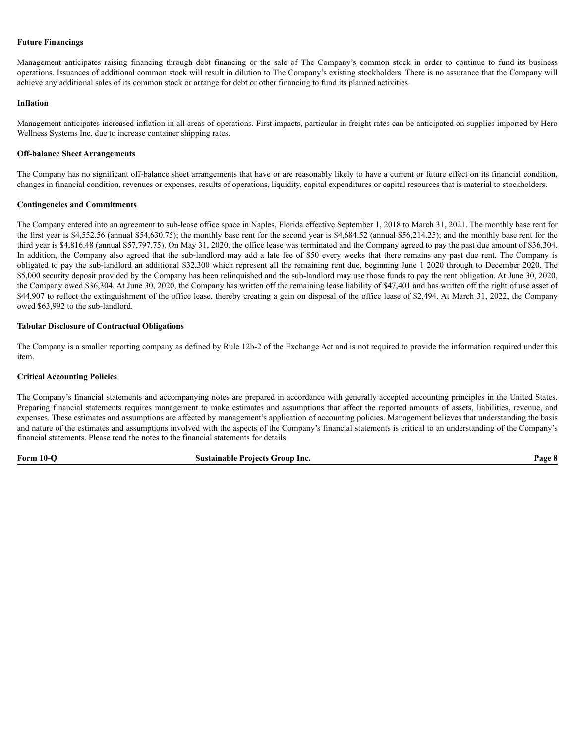**Future Financings**

Management anticipates raising financing through debt financing or the sale of The Company's common stock in order to continue to fund its business operations. Issuances of additional common stock will result in dilution to The Company's existing stockholders. There is no assurance that the Company will achieve any additional sales of its common stock or arrange for debt or other financing to fund its planned activities.

**Inflation**

Management anticipates increased inflation in all areas of operations. First impacts, particular in freight rates can be anticipated on supplies imported by Hero Wellness Systems Inc, due to increase container shipping rates.

**Off-balance Sheet Arrangements**

The Company has no significant off-balance sheet arrangements that have or are reasonably likely to have a current or future effect on its financial condition, changes in financial condition, revenues or expenses, results of operations, liquidity, capital expenditures or capital resources that is material to stockholders.

**Contingencies and Commitments**

The Company entered into an agreement to sub-lease office space in Naples, Florida effective September 1, 2018 to March 31, 2021. The monthly base rent for the first year is $4,552.56 (annual $54,630.75); the monthly base rent for the second year is $4,684.52 (annual $56,214.25); and the monthly base rent for the third year is $4,816.48 (annual $57,797.75). On May 31, 2020, the office lease was terminated and the Company agreed to pay the past due amount of $36,304. In addition, the Company also agreed that the sub-landlord may add a late fee of $50 every weeks that there remains any past due rent. The Company is obligated to pay the sub-landlord an additional $32,300 which represent all the remaining rent due, beginning June 1 2020 through to December 2020. The $5,000 security deposit provided by the Company has been relinquished and the sub-landlord may use those funds to pay the rent obligation. At June 30, 2020, the Company owed $36,304. At June 30, 2020, the Company has written off the remaining lease liability of $47,401 and has written off the right of use asset of $44,907 to reflect the extinguishment of the office lease, thereby creating a gain on disposal of the office lease of $2,494. At March 31, 2022, the Company owed $63,992 to the sub-landlord.

**Tabular Disclosure of Contractual Obligations**

The Company is a smaller reporting company as defined by Rule 12b-2 of the Exchange Act and is not required to provide the information required under this item.

**Critical Accounting Policies**

The Company's financial statements and accompanying notes are prepared in accordance with generally accepted accounting principles in the United States. Preparing financial statements requires management to make estimates and assumptions that affect the reported amounts of assets, liabilities, revenue, and expenses. These estimates and assumptions are affected by management's application of accounting policies. Management believes that understanding the basis and nature of the estimates and assumptions involved with the aspects of the Company's financial statements is critical to an understanding of the Company's financial statements. Please read the notes to the financial statements for details.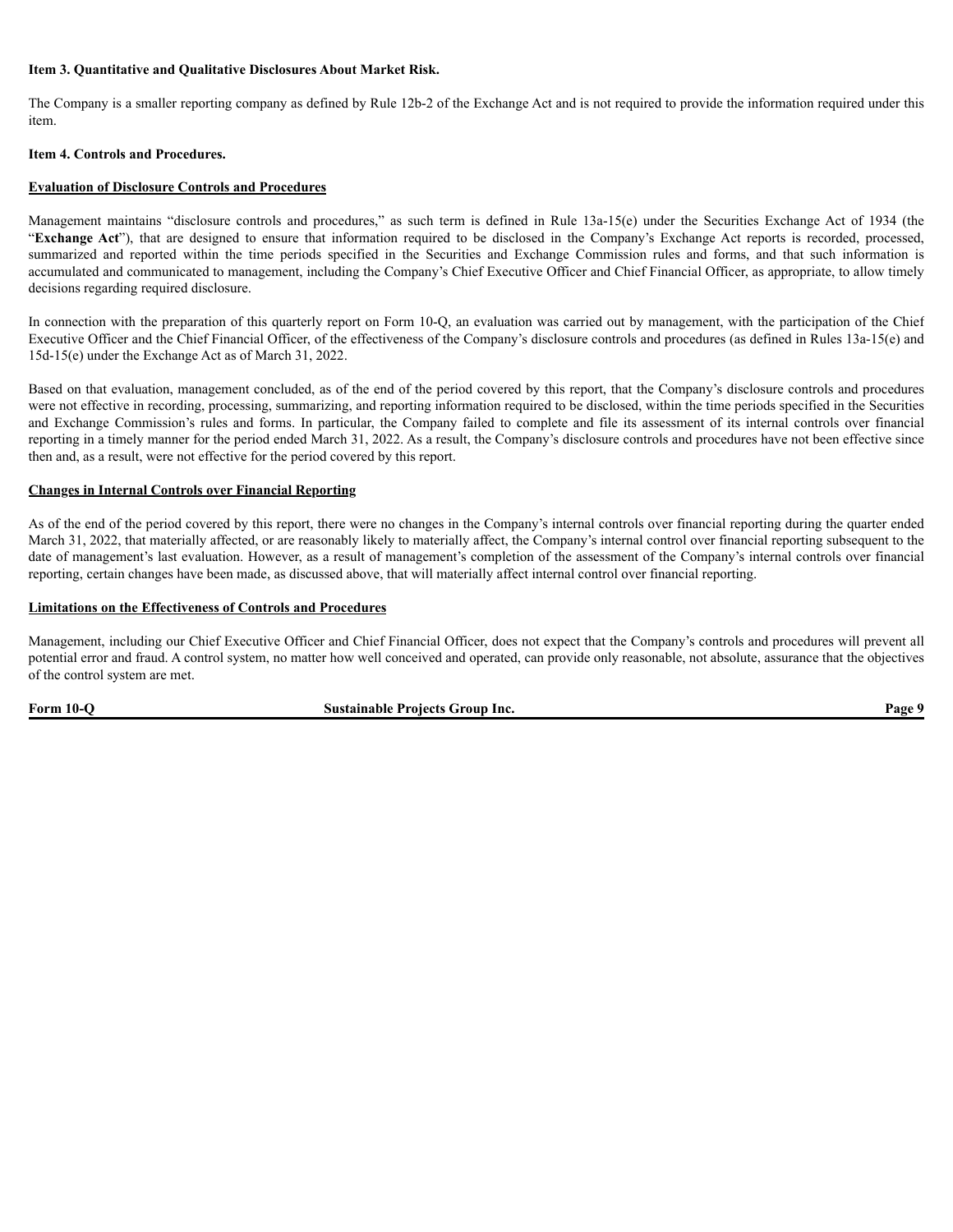**Item 3. Quantitative and Qualitative Disclosures About Market Risk.**

The Company is a smaller reporting company as defined by Rule 12b-2 of the Exchange Act and is not required to provide the information required under this item.

**Item 4. Controls and Procedures.**

**Evaluation of Disclosure Controls and Procedures**

Management maintains “disclosure controls and procedures,” as such term is defined in Rule 13a-15(e) under the Securities Exchange Act of 1934 (the “**Exchange Act**”), that are designed to ensure that information required to be disclosed in the Company’s Exchange Act reports is recorded, processed, summarized and reported within the time periods specified in the Securities and Exchange Commission rules and forms, and that such information is accumulated and communicated to management, including the Company’s Chief Executive Officer and Chief Financial Officer, as appropriate, to allow timely decisions regarding required disclosure.

In connection with the preparation of this quarterly report on Form 10-Q, an evaluation was carried out by management, with the participation of the Chief Executive Officer and the Chief Financial Officer, of the effectiveness of the Company’s disclosure controls and procedures (as defined in Rules 13a-15(e) and 15d-15(e) under the Exchange Act as of March 31, 2022.

Based on that evaluation, management concluded, as of the end of the period covered by this report, that the Company’s disclosure controls and procedures were not effective in recording, processing, summarizing, and reporting information required to be disclosed, within the time periods specified in the Securities and Exchange Commission’s rules and forms. In particular, the Company failed to complete and file its assessment of its internal controls over financial reporting in a timely manner for the period ended March 31, 2022. As a result, the Company’s disclosure controls and procedures have not been effective since then and, as a result, were not effective for the period covered by this report.

**Changes in Internal Controls over Financial Reporting**

As of the end of the period covered by this report, there were no changes in the Company’s internal controls over financial reporting during the quarter ended March 31, 2022, that materially affected, or are reasonably likely to materially affect, the Company’s internal control over financial reporting subsequent to the date of management’s last evaluation. However, as a result of management’s completion of the assessment of the Company’s internal controls over financial reporting, certain changes have been made, as discussed above, that will materially affect internal control over financial reporting.

**Limitations on the Effectiveness of Controls and Procedures**

Management, including our Chief Executive Officer and Chief Financial Officer, does not expect that the Company’s controls and procedures will prevent all potential error and fraud. A control system, no matter how well conceived and operated, can provide only reasonable, not absolute, assurance that the objectives of the control system are met.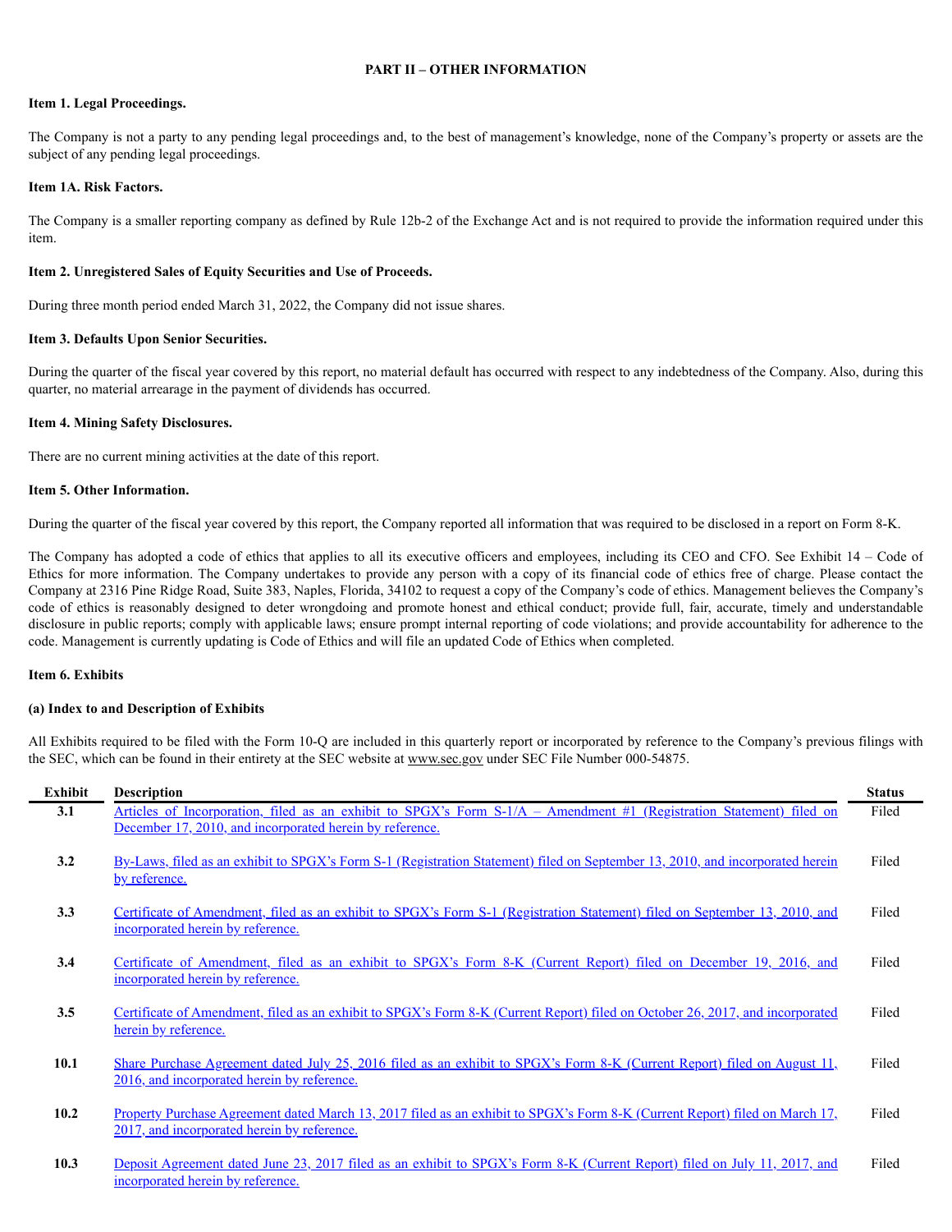## PART II – OTHER INFORMATION

### Item 1. Legal Proceedings.

The Company is not a party to any pending legal proceedings and, to the best of management's knowledge, none of the Company's property or assets are the subject of any pending legal proceedings.

### Item 1A. Risk Factors.

The Company is a smaller reporting company as defined by Rule 12b-2 of the Exchange Act and is not required to provide the information required under this item.

### Item 2. Unregistered Sales of Equity Securities and Use of Proceeds.

During three month period ended March 31, 2022, the Company did not issue shares.

### Item 3. Defaults Upon Senior Securities.

During the quarter of the fiscal year covered by this report, no material default has occurred with respect to any indebtedness of the Company. Also, during this quarter, no material arrearage in the payment of dividends has occurred.

### Item 4. Mining Safety Disclosures.

There are no current mining activities at the date of this report.

### Item 5. Other Information.

During the quarter of the fiscal year covered by this report, the Company reported all information that was required to be disclosed in a report on Form 8-K.

The Company has adopted a code of ethics that applies to all its executive officers and employees, including its CEO and CFO. See Exhibit 14 – Code of Ethics for more information. The Company undertakes to provide any person with a copy of its financial code of ethics free of charge. Please contact the Company at 2316 Pine Ridge Road, Suite 383, Naples, Florida, 34102 to request a copy of the Company's code of ethics. Management believes the Company's code of ethics is reasonably designed to deter wrongdoing and promote honest and ethical conduct; provide full, fair, accurate, timely and understandable disclosure in public reports; comply with applicable laws; ensure prompt internal reporting of code violations; and provide accountability for adherence to the code. Management is currently updating is Code of Ethics and will file an updated Code of Ethics when completed.

### Item 6. Exhibits

#### (a) Index to and Description of Exhibits

All Exhibits required to be filed with the Form 10-Q are included in this quarterly report or incorporated by reference to the Company's previous filings with the SEC, which can be found in their entirety at the SEC website at www.sec.gov under SEC File Number 000-54875.

| Exhibit | Description | Status |
|---|---|---|
| 3.1 | Articles of Incorporation, filed as an exhibit to SPGX's Form S-1/A – Amendment #1 (Registration Statement) filed on December 17, 2010, and incorporated herein by reference. | Filed |
| 3.2 | By-Laws, filed as an exhibit to SPGX's Form S-1 (Registration Statement) filed on September 13, 2010, and incorporated herein by reference. | Filed |
| 3.3 | Certificate of Amendment, filed as an exhibit to SPGX's Form S-1 (Registration Statement) filed on September 13, 2010, and incorporated herein by reference. | Filed |
| 3.4 | Certificate of Amendment, filed as an exhibit to SPGX's Form 8-K (Current Report) filed on December 19, 2016, and incorporated herein by reference. | Filed |
| 3.5 | Certificate of Amendment, filed as an exhibit to SPGX's Form 8-K (Current Report) filed on October 26, 2017, and incorporated herein by reference. | Filed |
| 10.1 | Share Purchase Agreement dated July 25, 2016 filed as an exhibit to SPGX's Form 8-K (Current Report) filed on August 11, 2016, and incorporated herein by reference. | Filed |
| 10.2 | Property Purchase Agreement dated March 13, 2017 filed as an exhibit to SPGX's Form 8-K (Current Report) filed on March 17, 2017, and incorporated herein by reference. | Filed |
| 10.3 | Deposit Agreement dated June 23, 2017 filed as an exhibit to SPGX's Form 8-K (Current Report) filed on July 11, 2017, and incorporated herein by reference. | Filed |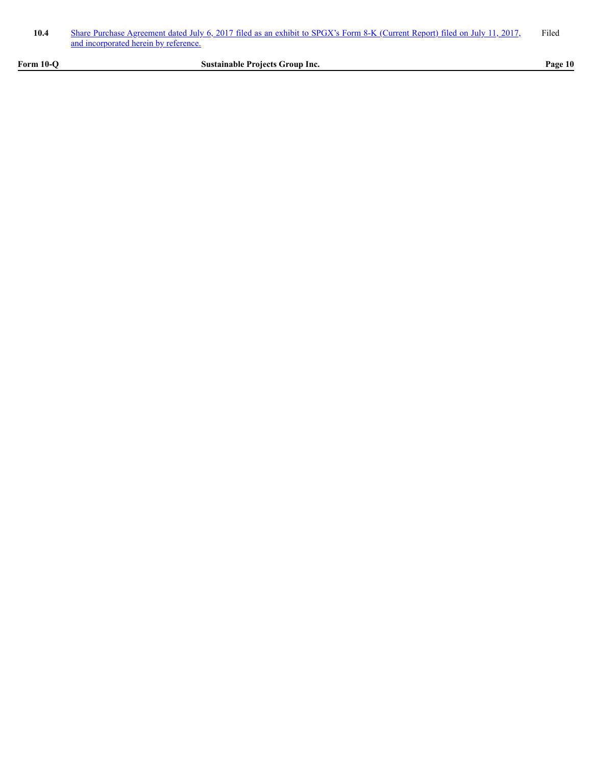| 10.4 | Share Purchase Agreement dated July 6, 2017 filed as an exhibit to SPGX's Form 8-K (Current Report) filed on July 11, 2017, and incorporated herein by reference. | Filed |
|---|---|---|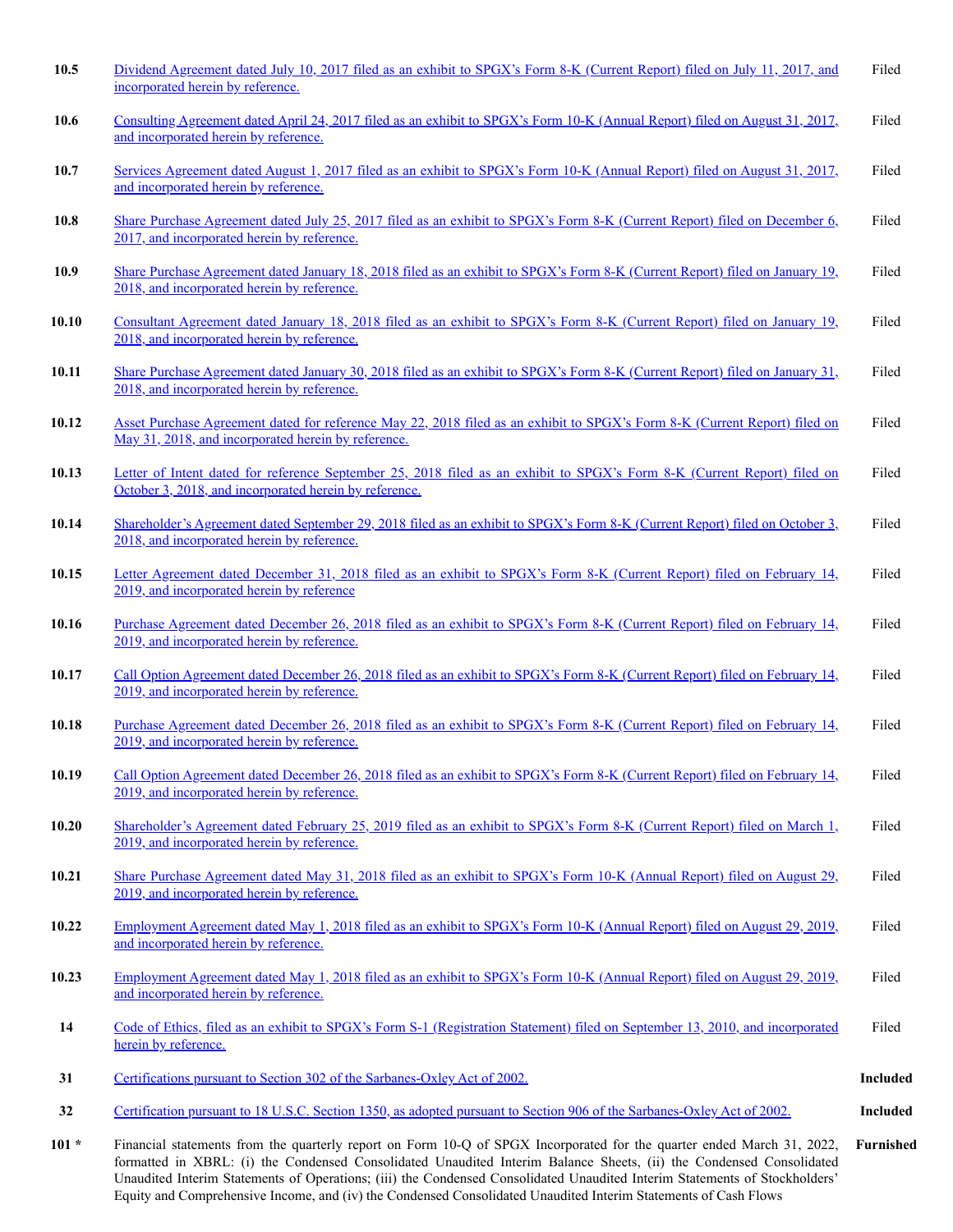| | | |
|---|---|---|
| **10.5** | Dividend Agreement dated July 10, 2017 filed as an exhibit to SPGX's Form 8-K (Current Report) filed on July 11, 2017, and incorporated herein by reference. | Filed |
| **10.6** | Consulting Agreement dated April 24, 2017 filed as an exhibit to SPGX's Form 10-K (Annual Report) filed on August 31, 2017, and incorporated herein by reference. | Filed |
| **10.7** | Services Agreement dated August 1, 2017 filed as an exhibit to SPGX's Form 10-K (Annual Report) filed on August 31, 2017, and incorporated herein by reference. | Filed |
| **10.8** | Share Purchase Agreement dated July 25, 2017 filed as an exhibit to SPGX's Form 8-K (Current Report) filed on December 6, 2017, and incorporated herein by reference. | Filed |
| **10.9** | Share Purchase Agreement dated January 18, 2018 filed as an exhibit to SPGX's Form 8-K (Current Report) filed on January 19, 2018, and incorporated herein by reference. | Filed |
| **10.10** | Consultant Agreement dated January 18, 2018 filed as an exhibit to SPGX's Form 8-K (Current Report) filed on January 19, 2018, and incorporated herein by reference. | Filed |
| **10.11** | Share Purchase Agreement dated January 30, 2018 filed as an exhibit to SPGX's Form 8-K (Current Report) filed on January 31, 2018, and incorporated herein by reference. | Filed |
| **10.12** | Asset Purchase Agreement dated for reference May 22, 2018 filed as an exhibit to SPGX's Form 8-K (Current Report) filed on May 31, 2018, and incorporated herein by reference. | Filed |
| **10.13** | Letter of Intent dated for reference September 25, 2018 filed as an exhibit to SPGX's Form 8-K (Current Report) filed on October 3, 2018, and incorporated herein by reference. | Filed |
| **10.14** | Shareholder's Agreement dated September 29, 2018 filed as an exhibit to SPGX's Form 8-K (Current Report) filed on October 3, 2018, and incorporated herein by reference. | Filed |
| **10.15** | Letter Agreement dated December 31, 2018 filed as an exhibit to SPGX's Form 8-K (Current Report) filed on February 14, 2019, and incorporated herein by reference | Filed |
| **10.16** | Purchase Agreement dated December 26, 2018 filed as an exhibit to SPGX's Form 8-K (Current Report) filed on February 14, 2019, and incorporated herein by reference. | Filed |
| **10.17** | Call Option Agreement dated December 26, 2018 filed as an exhibit to SPGX's Form 8-K (Current Report) filed on February 14, 2019, and incorporated herein by reference. | Filed |
| **10.18** | Purchase Agreement dated December 26, 2018 filed as an exhibit to SPGX's Form 8-K (Current Report) filed on February 14, 2019, and incorporated herein by reference. | Filed |
| **10.19** | Call Option Agreement dated December 26, 2018 filed as an exhibit to SPGX's Form 8-K (Current Report) filed on February 14, 2019, and incorporated herein by reference. | Filed |
| **10.20** | Shareholder's Agreement dated February 25, 2019 filed as an exhibit to SPGX's Form 8-K (Current Report) filed on March 1, 2019, and incorporated herein by reference. | Filed |
| **10.21** | Share Purchase Agreement dated May 31, 2018 filed as an exhibit to SPGX's Form 10-K (Annual Report) filed on August 29, 2019, and incorporated herein by reference. | Filed |
| **10.22** | Employment Agreement dated May 1, 2018 filed as an exhibit to SPGX's Form 10-K (Annual Report) filed on August 29, 2019, and incorporated herein by reference. | Filed |
| **10.23** | Employment Agreement dated May 1, 2018 filed as an exhibit to SPGX's Form 10-K (Annual Report) filed on August 29, 2019, and incorporated herein by reference. | Filed |
| **14** | Code of Ethics, filed as an exhibit to SPGX's Form S-1 (Registration Statement) filed on September 13, 2010, and incorporated herein by reference. | Filed |
| **31** | Certifications pursuant to Section 302 of the Sarbanes-Oxley Act of 2002. | **Included** |
| **32** | Certification pursuant to 18 U.S.C. Section 1350, as adopted pursuant to Section 906 of the Sarbanes-Oxley Act of 2002. | **Included** |
| **101 \*** | Financial statements from the quarterly report on Form 10-Q of SPGX Incorporated for the quarter ended March 31, 2022, formatted in XBRL: (i) the Condensed Consolidated Unaudited Interim Balance Sheets, (ii) the Condensed Consolidated Unaudited Interim Statements of Operations; (iii) the Condensed Consolidated Unaudited Interim Statements of Stockholders' Equity and Comprehensive Income, and (iv) the Condensed Consolidated Unaudited Interim Statements of Cash Flows | **Furnished** |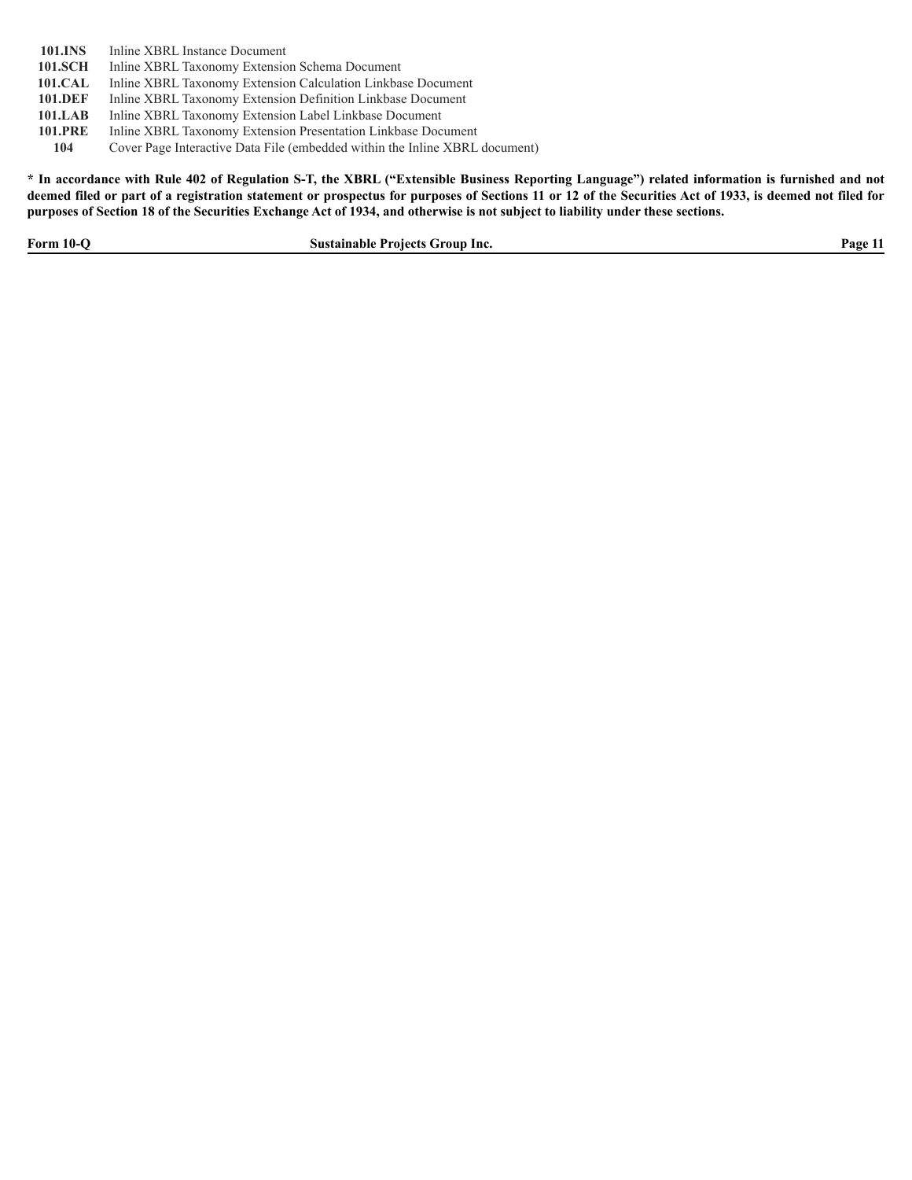| | |
|---|---|
| **101.INS** | Inline XBRL Instance Document |
| **101.SCH** | Inline XBRL Taxonomy Extension Schema Document |
| **101.CAL** | Inline XBRL Taxonomy Extension Calculation Linkbase Document |
| **101.DEF** | Inline XBRL Taxonomy Extension Definition Linkbase Document |
| **101.LAB** | Inline XBRL Taxonomy Extension Label Linkbase Document |
| **101.PRE** | Inline XBRL Taxonomy Extension Presentation Linkbase Document |
| **104** | Cover Page Interactive Data File (embedded within the Inline XBRL document) |

**\* In accordance with Rule 402 of Regulation S-T, the XBRL ("Extensible Business Reporting Language") related information is furnished and not deemed filed or part of a registration statement or prospectus for purposes of Sections 11 or 12 of the Securities Act of 1933, is deemed not filed for purposes of Section 18 of the Securities Exchange Act of 1934, and otherwise is not subject to liability under these sections.**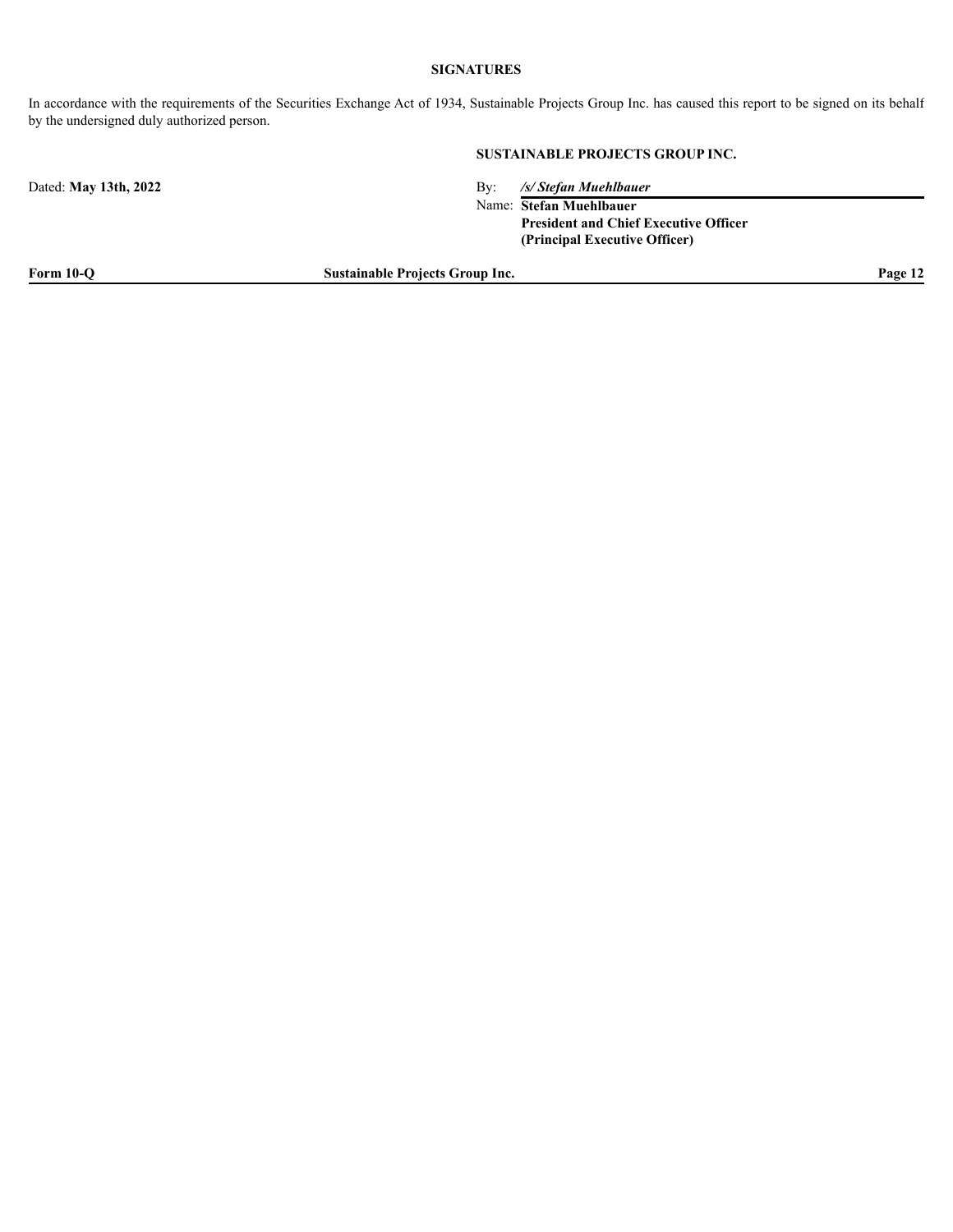# SIGNATURES

In accordance with the requirements of the Securities Exchange Act of 1934, Sustainable Projects Group Inc. has caused this report to be signed on its behalf by the undersigned duly authorized person.

**SUSTAINABLE PROJECTS GROUP INC.**

Dated: **May 13th, 2022**

By: ***/s/ Stefan Muehlbauer***

Name: **Stefan Muehlbauer**
**President and Chief Executive Officer**
**(Principal Executive Officer)**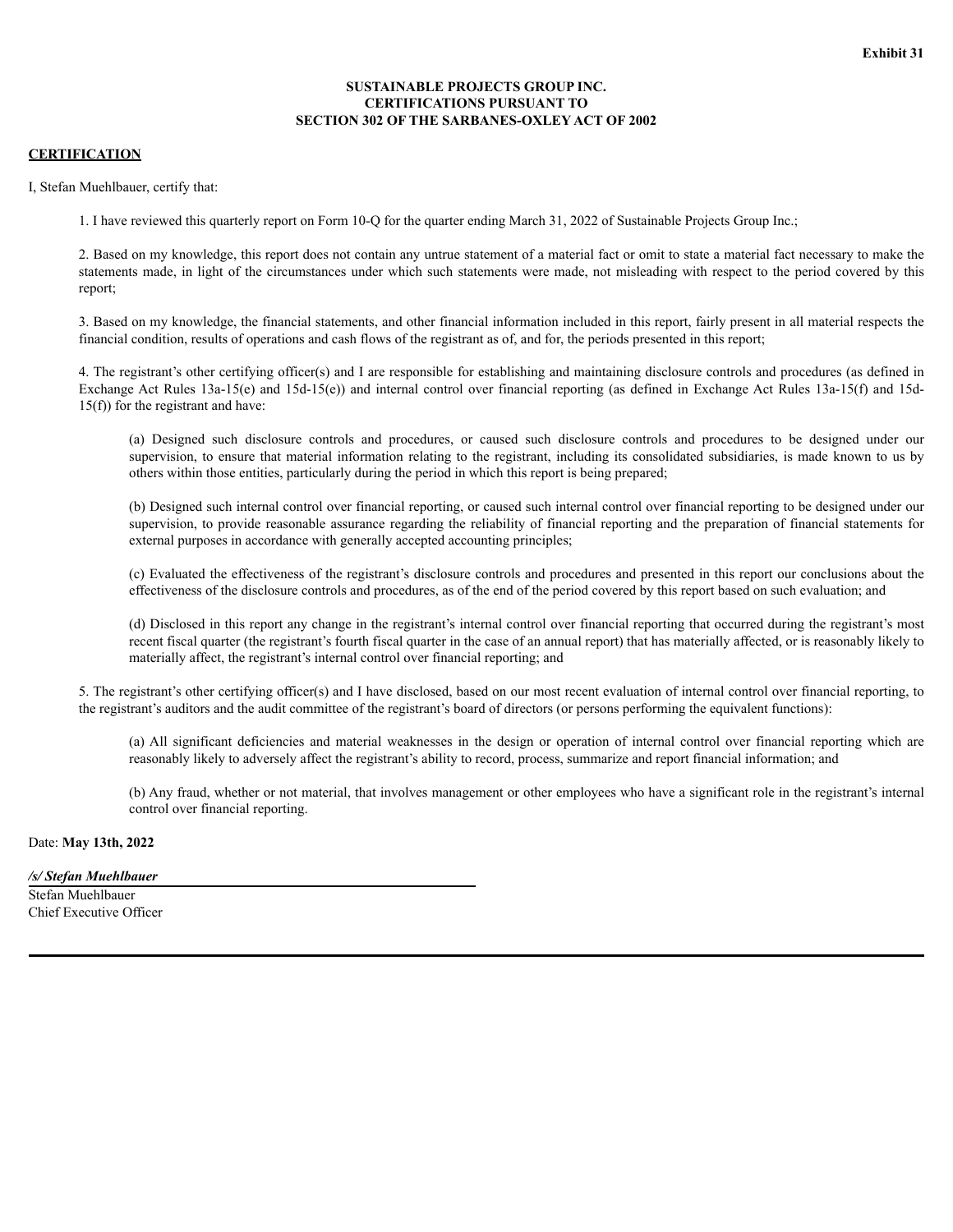**Exhibit 31**

**SUSTAINABLE PROJECTS GROUP INC.**
**CERTIFICATIONS PURSUANT TO**
**SECTION 302 OF THE SARBANES-OXLEY ACT OF 2002**

**CERTIFICATION**

I, Stefan Muehlbauer, certify that:

1. I have reviewed this quarterly report on Form 10-Q for the quarter ending March 31, 2022 of Sustainable Projects Group Inc.;

2. Based on my knowledge, this report does not contain any untrue statement of a material fact or omit to state a material fact necessary to make the statements made, in light of the circumstances under which such statements were made, not misleading with respect to the period covered by this report;

3. Based on my knowledge, the financial statements, and other financial information included in this report, fairly present in all material respects the financial condition, results of operations and cash flows of the registrant as of, and for, the periods presented in this report;

4. The registrant's other certifying officer(s) and I are responsible for establishing and maintaining disclosure controls and procedures (as defined in Exchange Act Rules 13a-15(e) and 15d-15(e)) and internal control over financial reporting (as defined in Exchange Act Rules 13a-15(f) and 15d-15(f)) for the registrant and have:

(a) Designed such disclosure controls and procedures, or caused such disclosure controls and procedures to be designed under our supervision, to ensure that material information relating to the registrant, including its consolidated subsidiaries, is made known to us by others within those entities, particularly during the period in which this report is being prepared;

(b) Designed such internal control over financial reporting, or caused such internal control over financial reporting to be designed under our supervision, to provide reasonable assurance regarding the reliability of financial reporting and the preparation of financial statements for external purposes in accordance with generally accepted accounting principles;

(c) Evaluated the effectiveness of the registrant's disclosure controls and procedures and presented in this report our conclusions about the effectiveness of the disclosure controls and procedures, as of the end of the period covered by this report based on such evaluation; and

(d) Disclosed in this report any change in the registrant's internal control over financial reporting that occurred during the registrant's most recent fiscal quarter (the registrant's fourth fiscal quarter in the case of an annual report) that has materially affected, or is reasonably likely to materially affect, the registrant's internal control over financial reporting; and

5. The registrant's other certifying officer(s) and I have disclosed, based on our most recent evaluation of internal control over financial reporting, to the registrant's auditors and the audit committee of the registrant's board of directors (or persons performing the equivalent functions):

(a) All significant deficiencies and material weaknesses in the design or operation of internal control over financial reporting which are reasonably likely to adversely affect the registrant's ability to record, process, summarize and report financial information; and

(b) Any fraud, whether or not material, that involves management or other employees who have a significant role in the registrant's internal control over financial reporting.

Date: **May 13th, 2022**

***/s/ Stefan Muehlbauer***
Stefan Muehlbauer
Chief Executive Officer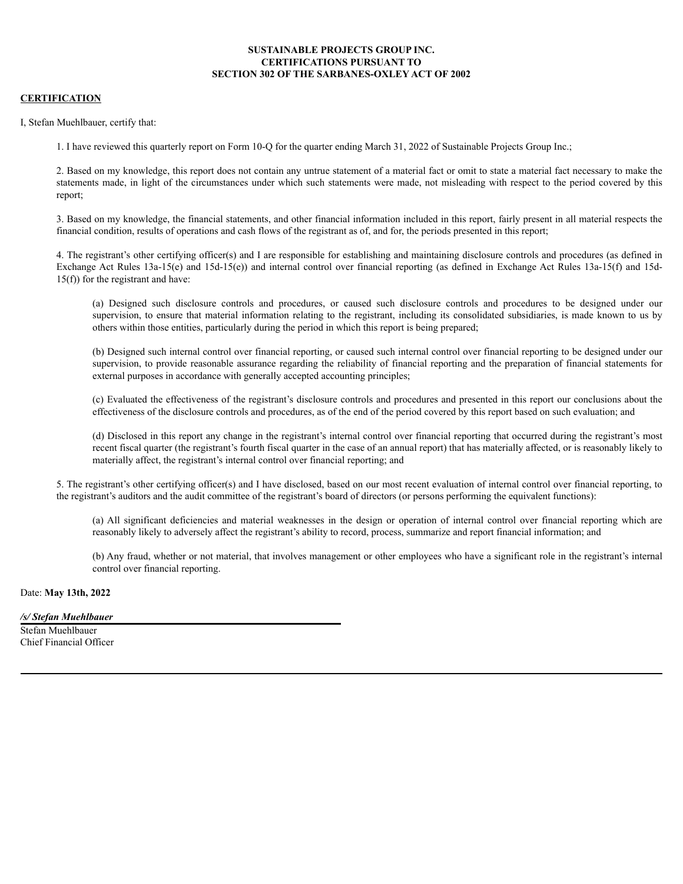**SUSTAINABLE PROJECTS GROUP INC.**
**CERTIFICATIONS PURSUANT TO**
**SECTION 302 OF THE SARBANES-OXLEY ACT OF 2002**

**CERTIFICATION**

I, Stefan Muehlbauer, certify that:

1. I have reviewed this quarterly report on Form 10-Q for the quarter ending March 31, 2022 of Sustainable Projects Group Inc.;

2. Based on my knowledge, this report does not contain any untrue statement of a material fact or omit to state a material fact necessary to make the statements made, in light of the circumstances under which such statements were made, not misleading with respect to the period covered by this report;

3. Based on my knowledge, the financial statements, and other financial information included in this report, fairly present in all material respects the financial condition, results of operations and cash flows of the registrant as of, and for, the periods presented in this report;

4. The registrant's other certifying officer(s) and I are responsible for establishing and maintaining disclosure controls and procedures (as defined in Exchange Act Rules 13a-15(e) and 15d-15(e)) and internal control over financial reporting (as defined in Exchange Act Rules 13a-15(f) and 15d-15(f)) for the registrant and have:

(a) Designed such disclosure controls and procedures, or caused such disclosure controls and procedures to be designed under our supervision, to ensure that material information relating to the registrant, including its consolidated subsidiaries, is made known to us by others within those entities, particularly during the period in which this report is being prepared;

(b) Designed such internal control over financial reporting, or caused such internal control over financial reporting to be designed under our supervision, to provide reasonable assurance regarding the reliability of financial reporting and the preparation of financial statements for external purposes in accordance with generally accepted accounting principles;

(c) Evaluated the effectiveness of the registrant's disclosure controls and procedures and presented in this report our conclusions about the effectiveness of the disclosure controls and procedures, as of the end of the period covered by this report based on such evaluation; and

(d) Disclosed in this report any change in the registrant's internal control over financial reporting that occurred during the registrant's most recent fiscal quarter (the registrant's fourth fiscal quarter in the case of an annual report) that has materially affected, or is reasonably likely to materially affect, the registrant's internal control over financial reporting; and

5. The registrant's other certifying officer(s) and I have disclosed, based on our most recent evaluation of internal control over financial reporting, to the registrant's auditors and the audit committee of the registrant's board of directors (or persons performing the equivalent functions):

(a) All significant deficiencies and material weaknesses in the design or operation of internal control over financial reporting which are reasonably likely to adversely affect the registrant's ability to record, process, summarize and report financial information; and

(b) Any fraud, whether or not material, that involves management or other employees who have a significant role in the registrant's internal control over financial reporting.

Date: **May 13th, 2022**

***/s/ Stefan Muehlbauer***
Stefan Muehlbauer
Chief Financial Officer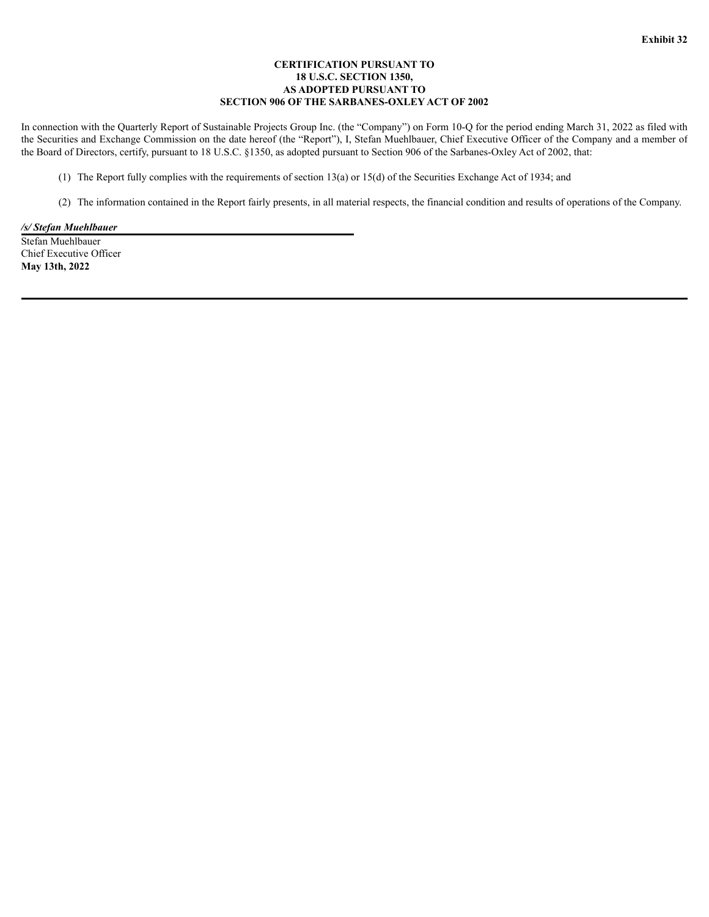**Exhibit 32**

**CERTIFICATION PURSUANT TO**
**18 U.S.C. SECTION 1350,**
**AS ADOPTED PURSUANT TO**
**SECTION 906 OF THE SARBANES-OXLEY ACT OF 2002**

In connection with the Quarterly Report of Sustainable Projects Group Inc. (the "Company") on Form 10-Q for the period ending March 31, 2022 as filed with the Securities and Exchange Commission on the date hereof (the "Report"), I, Stefan Muehlbauer, Chief Executive Officer of the Company and a member of the Board of Directors, certify, pursuant to 18 U.S.C. §1350, as adopted pursuant to Section 906 of the Sarbanes-Oxley Act of 2002, that:

(1) The Report fully complies with the requirements of section 13(a) or 15(d) of the Securities Exchange Act of 1934; and

(2) The information contained in the Report fairly presents, in all material respects, the financial condition and results of operations of the Company.

***/s/ Stefan Muehlbauer***
Stefan Muehlbauer
Chief Executive Officer
**May 13th, 2022**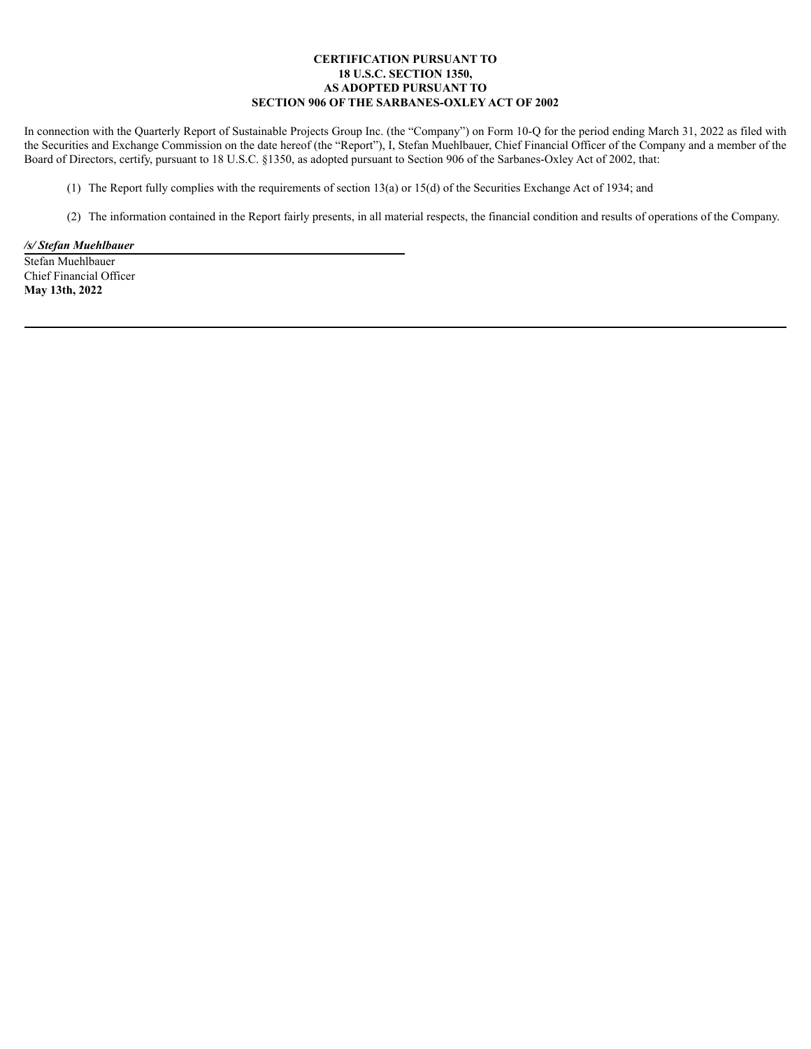**CERTIFICATION PURSUANT TO**
**18 U.S.C. SECTION 1350,**
**AS ADOPTED PURSUANT TO**
**SECTION 906 OF THE SARBANES-OXLEY ACT OF 2002**

In connection with the Quarterly Report of Sustainable Projects Group Inc. (the "Company") on Form 10-Q for the period ending March 31, 2022 as filed with the Securities and Exchange Commission on the date hereof (the "Report"), I, Stefan Muehlbauer, Chief Financial Officer of the Company and a member of the Board of Directors, certify, pursuant to 18 U.S.C. §1350, as adopted pursuant to Section 906 of the Sarbanes-Oxley Act of 2002, that:

(1) The Report fully complies with the requirements of section 13(a) or 15(d) of the Securities Exchange Act of 1934; and

(2) The information contained in the Report fairly presents, in all material respects, the financial condition and results of operations of the Company.

***/s/ Stefan Muehlbauer***

Stefan Muehlbauer
Chief Financial Officer
**May 13th, 2022**